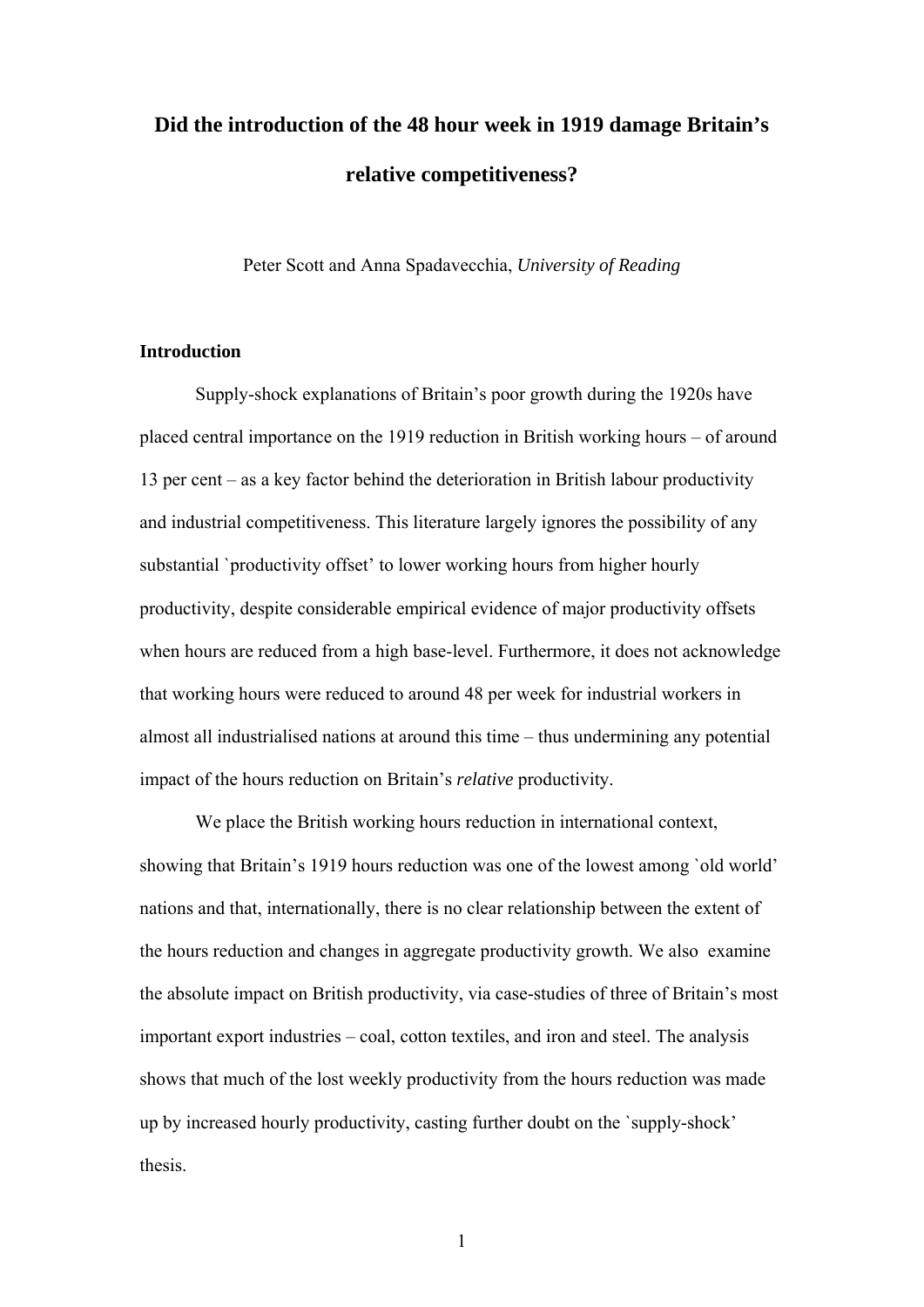# Did the introduction of the 48 hour week in 1919 damage Britain's relative competitiveness?

Peter Scott and Anna Spadavecchia, *University of Reading*

## Introduction

Supply-shock explanations of Britain's poor growth during the 1920s have placed central importance on the 1919 reduction in British working hours – of around 13 per cent – as a key factor behind the deterioration in British labour productivity and industrial competitiveness. This literature largely ignores the possibility of any substantial `productivity offset' to lower working hours from higher hourly productivity, despite considerable empirical evidence of major productivity offsets when hours are reduced from a high base-level. Furthermore, it does not acknowledge that working hours were reduced to around 48 per week for industrial workers in almost all industrialised nations at around this time – thus undermining any potential impact of the hours reduction on Britain's *relative* productivity.

We place the British working hours reduction in international context, showing that Britain's 1919 hours reduction was one of the lowest among `old world' nations and that, internationally, there is no clear relationship between the extent of the hours reduction and changes in aggregate productivity growth. We also examine the absolute impact on British productivity, via case-studies of three of Britain's most important export industries – coal, cotton textiles, and iron and steel. The analysis shows that much of the lost weekly productivity from the hours reduction was made up by increased hourly productivity, casting further doubt on the `supply-shock' thesis.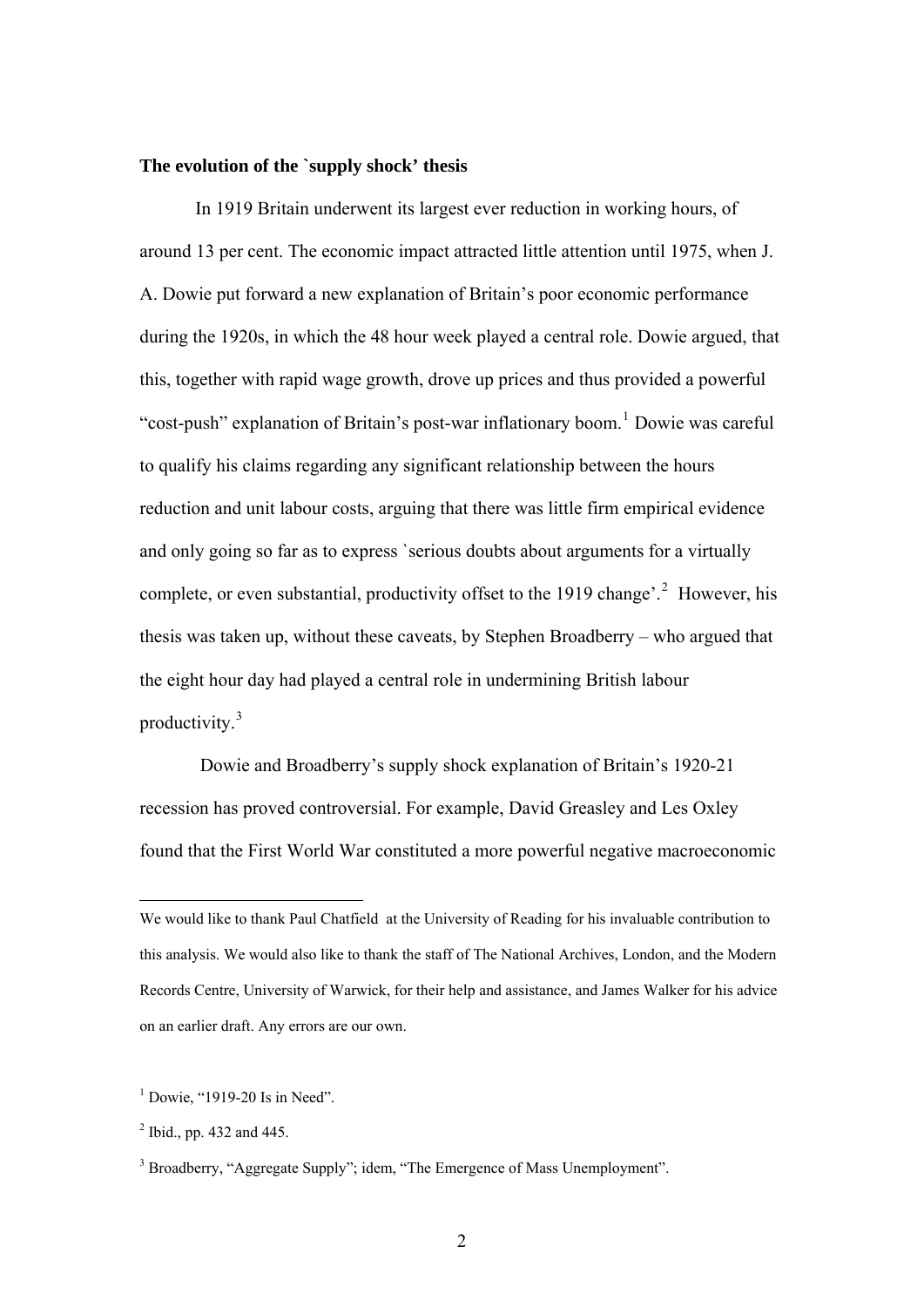**The evolution of the `supply shock' thesis**

In 1919 Britain underwent its largest ever reduction in working hours, of around 13 per cent. The economic impact attracted little attention until 1975, when J. A. Dowie put forward a new explanation of Britain's poor economic performance during the 1920s, in which the 48 hour week played a central role. Dowie argued, that this, together with rapid wage growth, drove up prices and thus provided a powerful "cost-push" explanation of Britain's post-war inflationary boom.[1] Dowie was careful to qualify his claims regarding any significant relationship between the hours reduction and unit labour costs, arguing that there was little firm empirical evidence and only going so far as to express `serious doubts about arguments for a virtually complete, or even substantial, productivity offset to the 1919 change'.[2] However, his thesis was taken up, without these caveats, by Stephen Broadberry – who argued that the eight hour day had played a central role in undermining British labour productivity.[3]

Dowie and Broadberry's supply shock explanation of Britain's 1920-21 recession has proved controversial. For example, David Greasley and Les Oxley found that the First World War constituted a more powerful negative macroeconomic

---

We would like to thank Paul Chatfield at the University of Reading for his invaluable contribution to this analysis. We would also like to thank the staff of The National Archives, London, and the Modern Records Centre, University of Warwick, for their help and assistance, and James Walker for his advice on an earlier draft. Any errors are our own.

[1] Dowie, "1919-20 Is in Need".

[2] Ibid., pp. 432 and 445.

[3] Broadberry, "Aggregate Supply"; idem, "The Emergence of Mass Unemployment".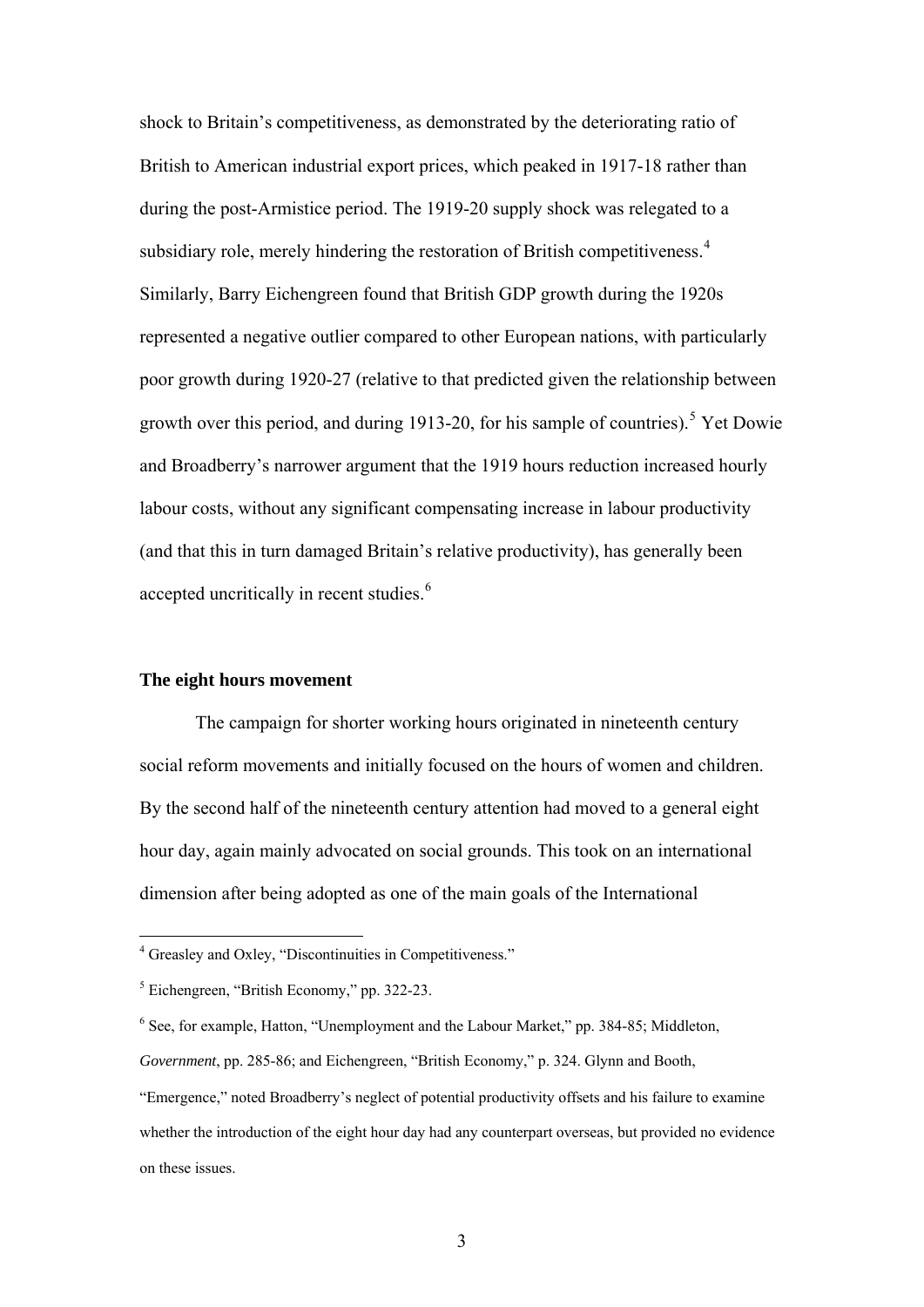shock to Britain's competitiveness, as demonstrated by the deteriorating ratio of British to American industrial export prices, which peaked in 1917-18 rather than during the post-Armistice period. The 1919-20 supply shock was relegated to a subsidiary role, merely hindering the restoration of British competitiveness.[4] Similarly, Barry Eichengreen found that British GDP growth during the 1920s represented a negative outlier compared to other European nations, with particularly poor growth during 1920-27 (relative to that predicted given the relationship between growth over this period, and during 1913-20, for his sample of countries).[5] Yet Dowie and Broadberry's narrower argument that the 1919 hours reduction increased hourly labour costs, without any significant compensating increase in labour productivity (and that this in turn damaged Britain's relative productivity), has generally been accepted uncritically in recent studies.[6]

### The eight hours movement

The campaign for shorter working hours originated in nineteenth century social reform movements and initially focused on the hours of women and children. By the second half of the nineteenth century attention had moved to a general eight hour day, again mainly advocated on social grounds. This took on an international dimension after being adopted as one of the main goals of the International

---

[4] Greasley and Oxley, "Discontinuities in Competitiveness."

[5] Eichengreen, "British Economy," pp. 322-23.

[6] See, for example, Hatton, "Unemployment and the Labour Market," pp. 384-85; Middleton, *Government*, pp. 285-86; and Eichengreen, "British Economy," p. 324. Glynn and Booth, "Emergence," noted Broadberry's neglect of potential productivity offsets and his failure to examine whether the introduction of the eight hour day had any counterpart overseas, but provided no evidence on these issues.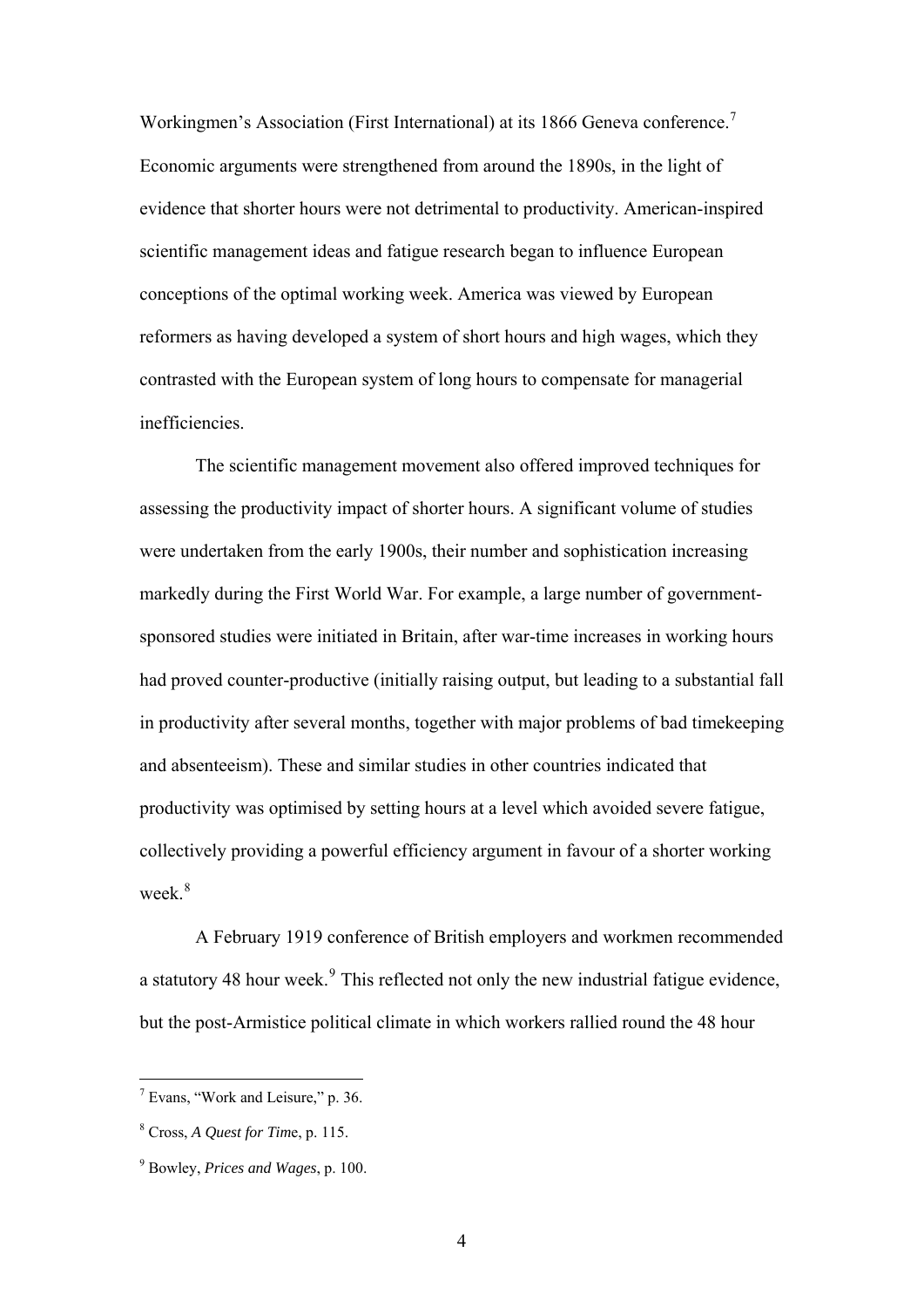Workingmen's Association (First International) at its 1866 Geneva conference.[7] Economic arguments were strengthened from around the 1890s, in the light of evidence that shorter hours were not detrimental to productivity. American-inspired scientific management ideas and fatigue research began to influence European conceptions of the optimal working week. America was viewed by European reformers as having developed a system of short hours and high wages, which they contrasted with the European system of long hours to compensate for managerial inefficiencies.

The scientific management movement also offered improved techniques for assessing the productivity impact of shorter hours. A significant volume of studies were undertaken from the early 1900s, their number and sophistication increasing markedly during the First World War. For example, a large number of government-sponsored studies were initiated in Britain, after war-time increases in working hours had proved counter-productive (initially raising output, but leading to a substantial fall in productivity after several months, together with major problems of bad timekeeping and absenteeism). These and similar studies in other countries indicated that productivity was optimised by setting hours at a level which avoided severe fatigue, collectively providing a powerful efficiency argument in favour of a shorter working week.[8]

A February 1919 conference of British employers and workmen recommended a statutory 48 hour week.[9] This reflected not only the new industrial fatigue evidence, but the post-Armistice political climate in which workers rallied round the 48 hour

---

[7] Evans, "Work and Leisure," p. 36.

[8] Cross, *A Quest for Time*, p. 115.

[9] Bowley, *Prices and Wages*, p. 100.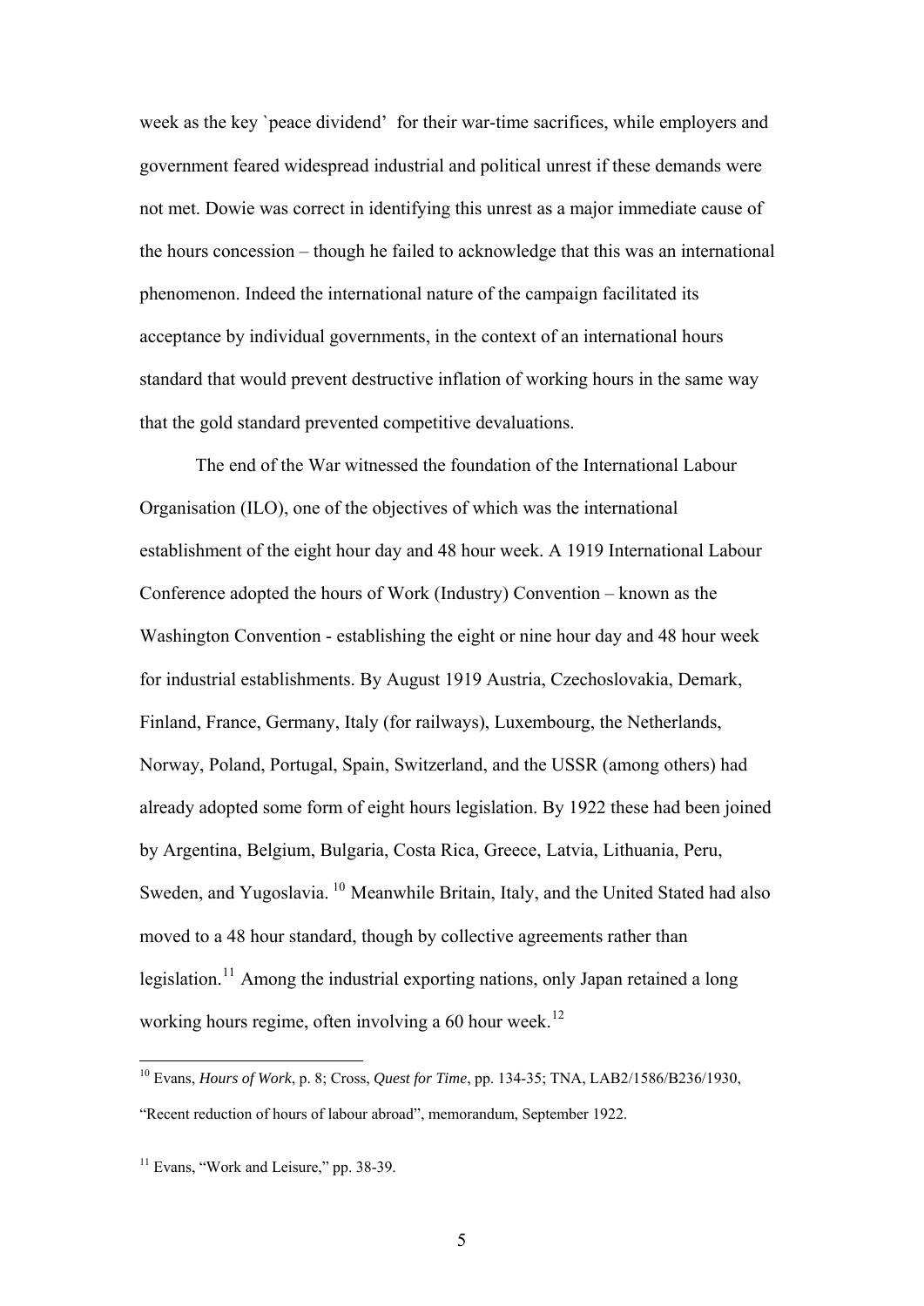week as the key `peace dividend' for their war-time sacrifices, while employers and government feared widespread industrial and political unrest if these demands were not met. Dowie was correct in identifying this unrest as a major immediate cause of the hours concession – though he failed to acknowledge that this was an international phenomenon. Indeed the international nature of the campaign facilitated its acceptance by individual governments, in the context of an international hours standard that would prevent destructive inflation of working hours in the same way that the gold standard prevented competitive devaluations.

The end of the War witnessed the foundation of the International Labour Organisation (ILO), one of the objectives of which was the international establishment of the eight hour day and 48 hour week. A 1919 International Labour Conference adopted the hours of Work (Industry) Convention – known as the Washington Convention - establishing the eight or nine hour day and 48 hour week for industrial establishments. By August 1919 Austria, Czechoslovakia, Demark, Finland, France, Germany, Italy (for railways), Luxembourg, the Netherlands, Norway, Poland, Portugal, Spain, Switzerland, and the USSR (among others) had already adopted some form of eight hours legislation. By 1922 these had been joined by Argentina, Belgium, Bulgaria, Costa Rica, Greece, Latvia, Lithuania, Peru, Sweden, and Yugoslavia. [10] Meanwhile Britain, Italy, and the United Stated had also moved to a 48 hour standard, though by collective agreements rather than legislation.[11] Among the industrial exporting nations, only Japan retained a long working hours regime, often involving a 60 hour week.[12]

[10] Evans, *Hours of Work*, p. 8; Cross, *Quest for Time*, pp. 134-35; TNA, LAB2/1586/B236/1930, "Recent reduction of hours of labour abroad", memorandum, September 1922.

[11] Evans, "Work and Leisure," pp. 38-39.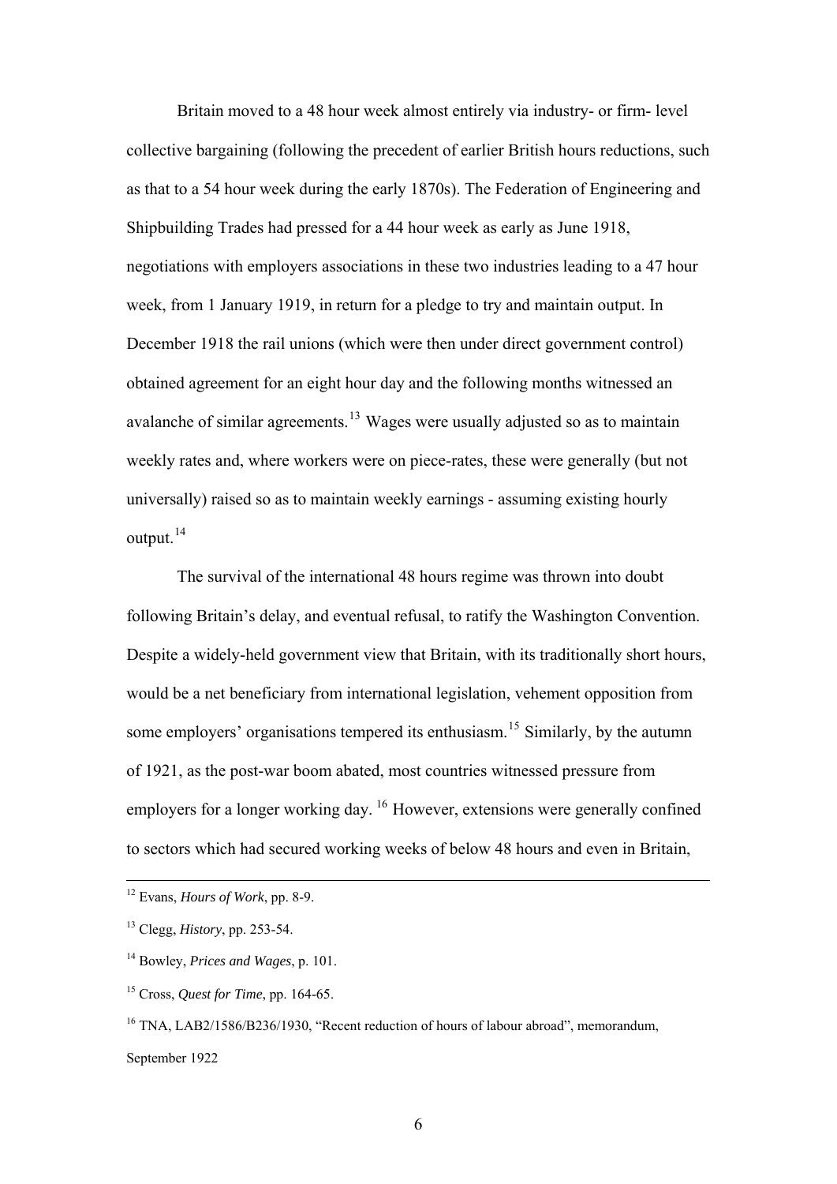Britain moved to a 48 hour week almost entirely via industry- or firm- level collective bargaining (following the precedent of earlier British hours reductions, such as that to a 54 hour week during the early 1870s). The Federation of Engineering and Shipbuilding Trades had pressed for a 44 hour week as early as June 1918, negotiations with employers associations in these two industries leading to a 47 hour week, from 1 January 1919, in return for a pledge to try and maintain output. In December 1918 the rail unions (which were then under direct government control) obtained agreement for an eight hour day and the following months witnessed an avalanche of similar agreements.[13] Wages were usually adjusted so as to maintain weekly rates and, where workers were on piece-rates, these were generally (but not universally) raised so as to maintain weekly earnings - assuming existing hourly output.[14]

The survival of the international 48 hours regime was thrown into doubt following Britain's delay, and eventual refusal, to ratify the Washington Convention. Despite a widely-held government view that Britain, with its traditionally short hours, would be a net beneficiary from international legislation, vehement opposition from some employers' organisations tempered its enthusiasm.[15] Similarly, by the autumn of 1921, as the post-war boom abated, most countries witnessed pressure from employers for a longer working day. [16] However, extensions were generally confined to sectors which had secured working weeks of below 48 hours and even in Britain,

---

[12] Evans, *Hours of Work*, pp. 8-9.

[13] Clegg, *History*, pp. 253-54.

[14] Bowley, *Prices and Wages*, p. 101.

[15] Cross, *Quest for Time*, pp. 164-65.

[16] TNA, LAB2/1586/B236/1930, "Recent reduction of hours of labour abroad", memorandum, September 1922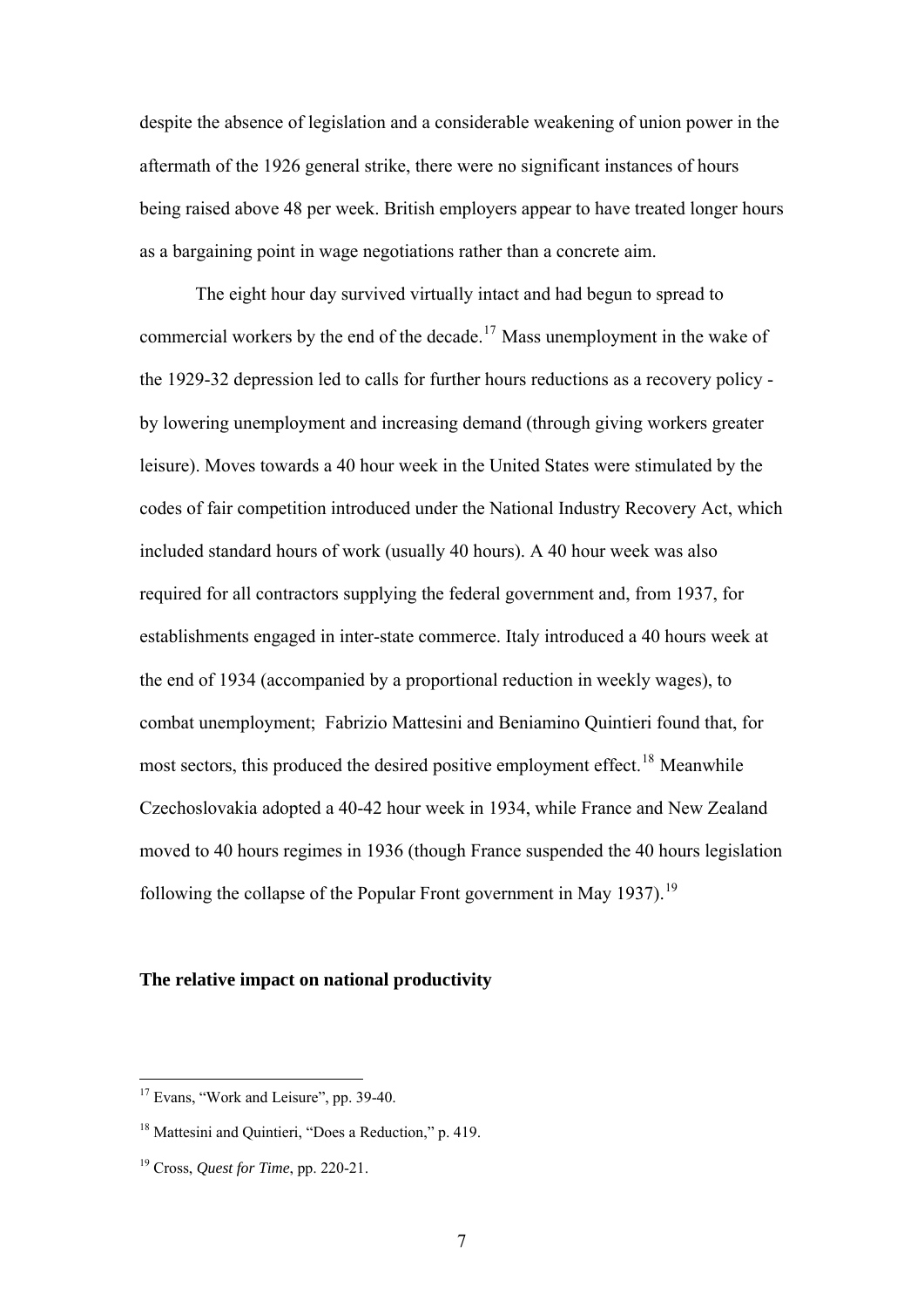despite the absence of legislation and a considerable weakening of union power in the aftermath of the 1926 general strike, there were no significant instances of hours being raised above 48 per week. British employers appear to have treated longer hours as a bargaining point in wage negotiations rather than a concrete aim.

The eight hour day survived virtually intact and had begun to spread to commercial workers by the end of the decade.[17] Mass unemployment in the wake of the 1929-32 depression led to calls for further hours reductions as a recovery policy - by lowering unemployment and increasing demand (through giving workers greater leisure). Moves towards a 40 hour week in the United States were stimulated by the codes of fair competition introduced under the National Industry Recovery Act, which included standard hours of work (usually 40 hours). A 40 hour week was also required for all contractors supplying the federal government and, from 1937, for establishments engaged in inter-state commerce. Italy introduced a 40 hours week at the end of 1934 (accompanied by a proportional reduction in weekly wages), to combat unemployment; Fabrizio Mattesini and Beniamino Quintieri found that, for most sectors, this produced the desired positive employment effect.[18] Meanwhile Czechoslovakia adopted a 40-42 hour week in 1934, while France and New Zealand moved to 40 hours regimes in 1936 (though France suspended the 40 hours legislation following the collapse of the Popular Front government in May 1937).[19]

**The relative impact on national productivity**

[17] Evans, "Work and Leisure", pp. 39-40.

[18] Mattesini and Quintieri, "Does a Reduction," p. 419.

[19] Cross, *Quest for Time*, pp. 220-21.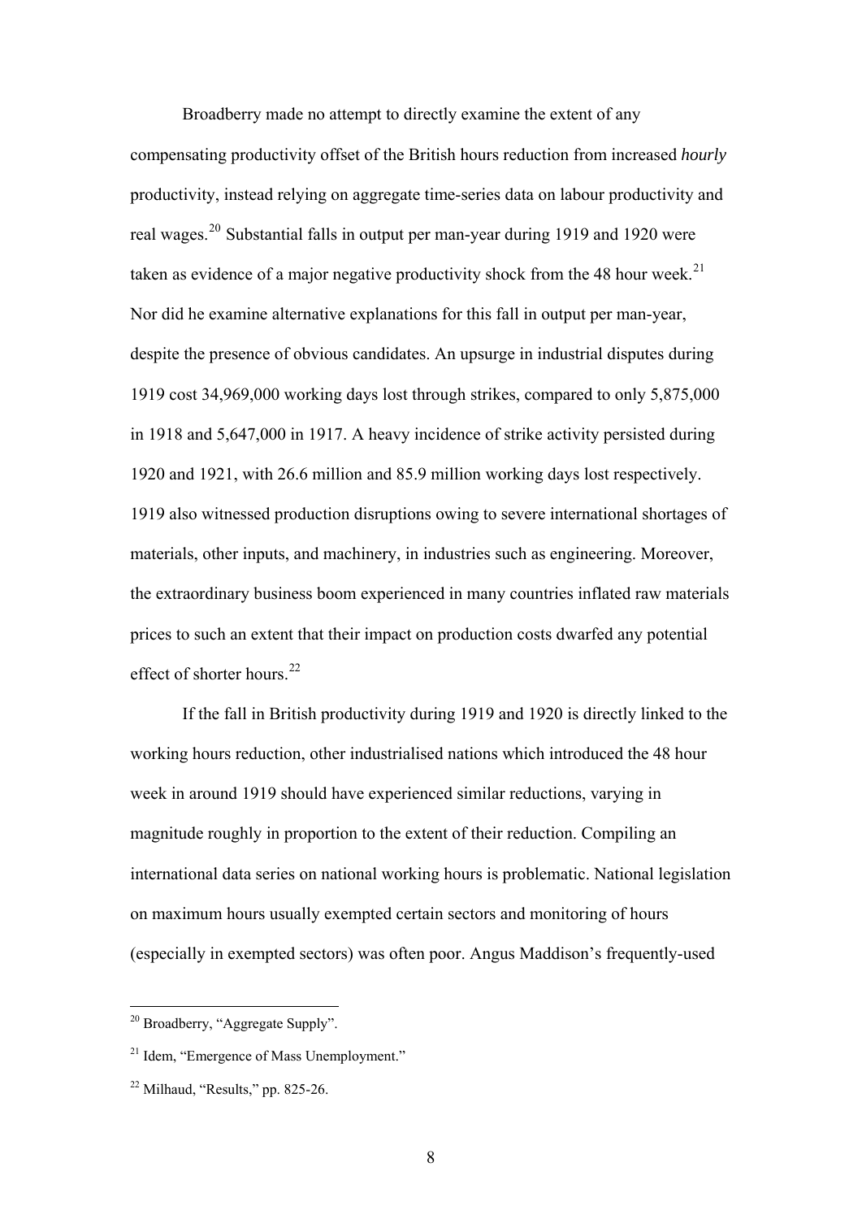Broadberry made no attempt to directly examine the extent of any compensating productivity offset of the British hours reduction from increased *hourly* productivity, instead relying on aggregate time-series data on labour productivity and real wages.[20] Substantial falls in output per man-year during 1919 and 1920 were taken as evidence of a major negative productivity shock from the 48 hour week.[21] Nor did he examine alternative explanations for this fall in output per man-year, despite the presence of obvious candidates. An upsurge in industrial disputes during 1919 cost 34,969,000 working days lost through strikes, compared to only 5,875,000 in 1918 and 5,647,000 in 1917. A heavy incidence of strike activity persisted during 1920 and 1921, with 26.6 million and 85.9 million working days lost respectively. 1919 also witnessed production disruptions owing to severe international shortages of materials, other inputs, and machinery, in industries such as engineering. Moreover, the extraordinary business boom experienced in many countries inflated raw materials prices to such an extent that their impact on production costs dwarfed any potential effect of shorter hours.[22]

If the fall in British productivity during 1919 and 1920 is directly linked to the working hours reduction, other industrialised nations which introduced the 48 hour week in around 1919 should have experienced similar reductions, varying in magnitude roughly in proportion to the extent of their reduction. Compiling an international data series on national working hours is problematic. National legislation on maximum hours usually exempted certain sectors and monitoring of hours (especially in exempted sectors) was often poor. Angus Maddison's frequently-used

---

[20] Broadberry, "Aggregate Supply".

[21] Idem, "Emergence of Mass Unemployment."

[22] Milhaud, "Results," pp. 825-26.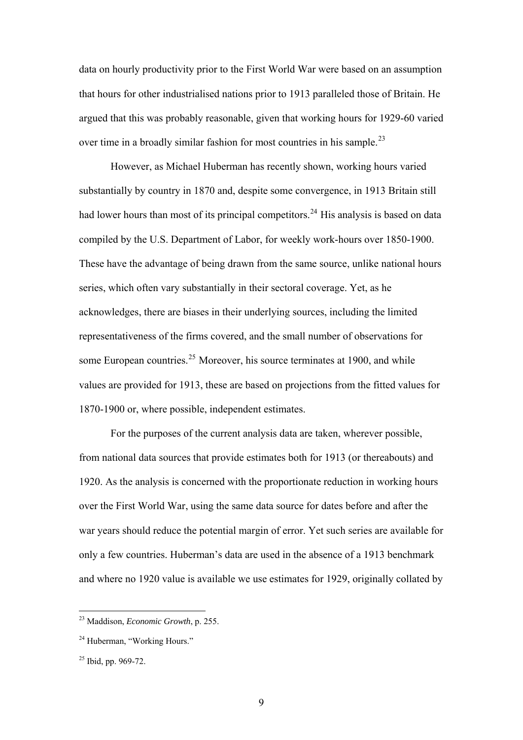data on hourly productivity prior to the First World War were based on an assumption that hours for other industrialised nations prior to 1913 paralleled those of Britain. He argued that this was probably reasonable, given that working hours for 1929-60 varied over time in a broadly similar fashion for most countries in his sample.[23]

However, as Michael Huberman has recently shown, working hours varied substantially by country in 1870 and, despite some convergence, in 1913 Britain still had lower hours than most of its principal competitors.[24] His analysis is based on data compiled by the U.S. Department of Labor, for weekly work-hours over 1850-1900. These have the advantage of being drawn from the same source, unlike national hours series, which often vary substantially in their sectoral coverage. Yet, as he acknowledges, there are biases in their underlying sources, including the limited representativeness of the firms covered, and the small number of observations for some European countries.[25] Moreover, his source terminates at 1900, and while values are provided for 1913, these are based on projections from the fitted values for 1870-1900 or, where possible, independent estimates.

For the purposes of the current analysis data are taken, wherever possible, from national data sources that provide estimates both for 1913 (or thereabouts) and 1920. As the analysis is concerned with the proportionate reduction in working hours over the First World War, using the same data source for dates before and after the war years should reduce the potential margin of error. Yet such series are available for only a few countries. Huberman's data are used in the absence of a 1913 benchmark and where no 1920 value is available we use estimates for 1929, originally collated by

---

[23] Maddison, *Economic Growth*, p. 255.

[24] Huberman, "Working Hours."

[25] Ibid, pp. 969-72.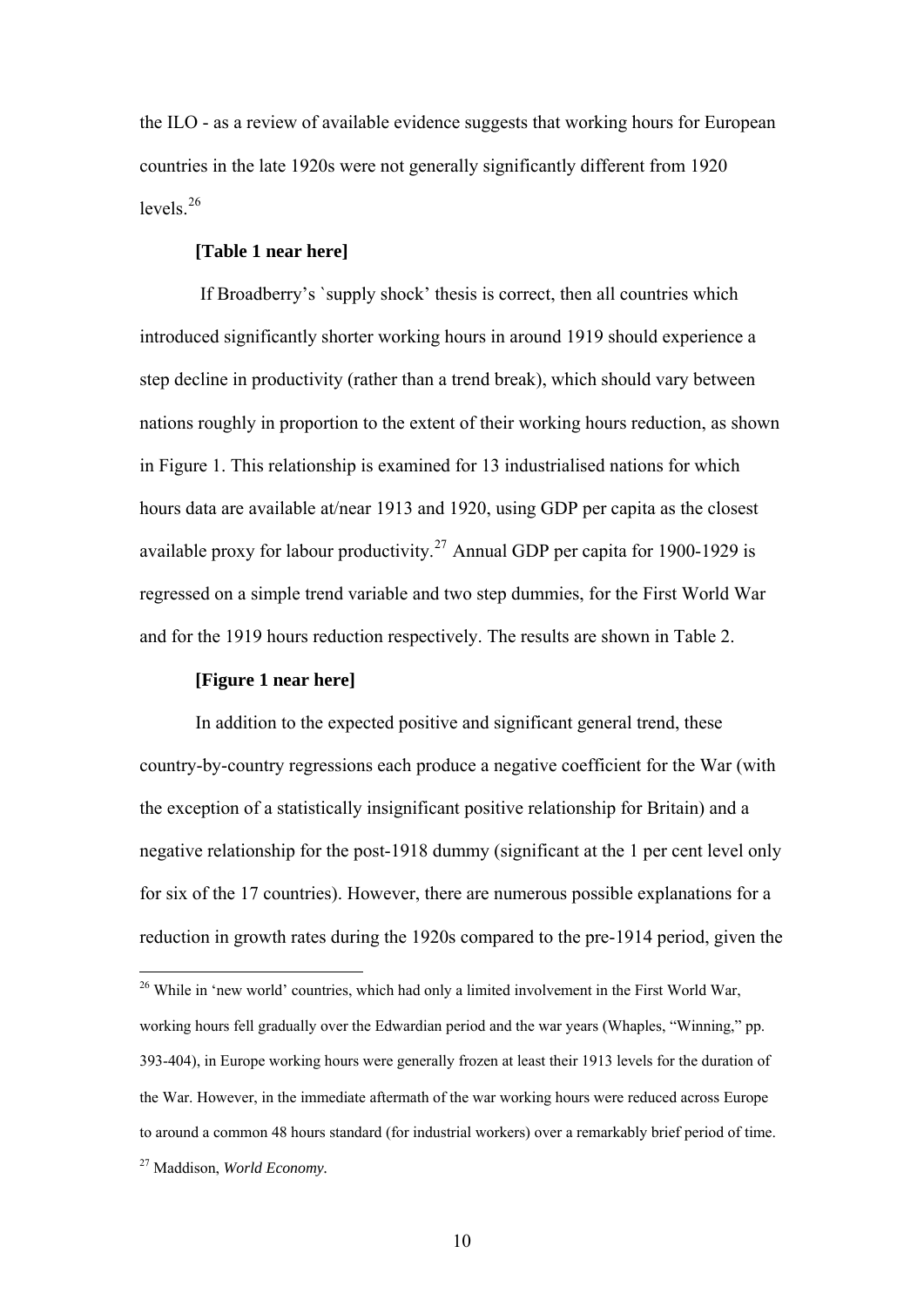the ILO - as a review of available evidence suggests that working hours for European countries in the late 1920s were not generally significantly different from 1920 levels.[26]

**[Table 1 near here]**

If Broadberry's `supply shock' thesis is correct, then all countries which introduced significantly shorter working hours in around 1919 should experience a step decline in productivity (rather than a trend break), which should vary between nations roughly in proportion to the extent of their working hours reduction, as shown in Figure 1. This relationship is examined for 13 industrialised nations for which hours data are available at/near 1913 and 1920, using GDP per capita as the closest available proxy for labour productivity.[27] Annual GDP per capita for 1900-1929 is regressed on a simple trend variable and two step dummies, for the First World War and for the 1919 hours reduction respectively. The results are shown in Table 2.

**[Figure 1 near here]**

In addition to the expected positive and significant general trend, these country-by-country regressions each produce a negative coefficient for the War (with the exception of a statistically insignificant positive relationship for Britain) and a negative relationship for the post-1918 dummy (significant at the 1 per cent level only for six of the 17 countries). However, there are numerous possible explanations for a reduction in growth rates during the 1920s compared to the pre-1914 period, given the

---

[26] While in 'new world' countries, which had only a limited involvement in the First World War, working hours fell gradually over the Edwardian period and the war years (Whaples, "Winning," pp. 393-404), in Europe working hours were generally frozen at least their 1913 levels for the duration of the War. However, in the immediate aftermath of the war working hours were reduced across Europe to around a common 48 hours standard (for industrial workers) over a remarkably brief period of time.

[27] Maddison, *World Economy*.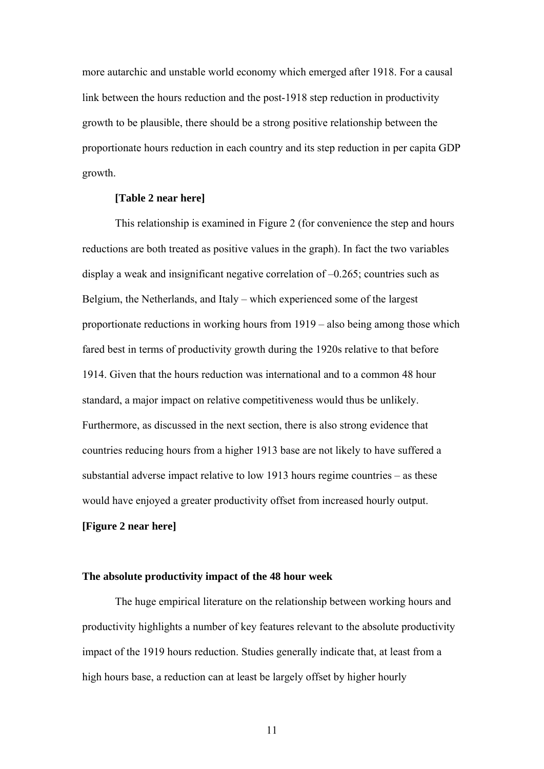more autarchic and unstable world economy which emerged after 1918. For a causal link between the hours reduction and the post-1918 step reduction in productivity growth to be plausible, there should be a strong positive relationship between the proportionate hours reduction in each country and its step reduction in per capita GDP growth.

**[Table 2 near here]**

This relationship is examined in Figure 2 (for convenience the step and hours reductions are both treated as positive values in the graph). In fact the two variables display a weak and insignificant negative correlation of –0.265; countries such as Belgium, the Netherlands, and Italy – which experienced some of the largest proportionate reductions in working hours from 1919 – also being among those which fared best in terms of productivity growth during the 1920s relative to that before 1914. Given that the hours reduction was international and to a common 48 hour standard, a major impact on relative competitiveness would thus be unlikely. Furthermore, as discussed in the next section, there is also strong evidence that countries reducing hours from a higher 1913 base are not likely to have suffered a substantial adverse impact relative to low 1913 hours regime countries – as these would have enjoyed a greater productivity offset from increased hourly output.

**[Figure 2 near here]**

### The absolute productivity impact of the 48 hour week

The huge empirical literature on the relationship between working hours and productivity highlights a number of key features relevant to the absolute productivity impact of the 1919 hours reduction. Studies generally indicate that, at least from a high hours base, a reduction can at least be largely offset by higher hourly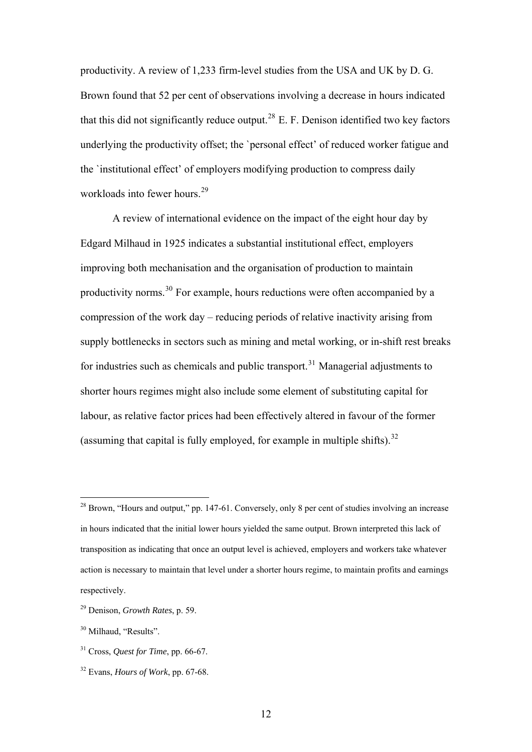productivity. A review of 1,233 firm-level studies from the USA and UK by D. G. Brown found that 52 per cent of observations involving a decrease in hours indicated that this did not significantly reduce output.[28] E. F. Denison identified two key factors underlying the productivity offset; the `personal effect' of reduced worker fatigue and the `institutional effect' of employers modifying production to compress daily workloads into fewer hours.[29]

A review of international evidence on the impact of the eight hour day by Edgard Milhaud in 1925 indicates a substantial institutional effect, employers improving both mechanisation and the organisation of production to maintain productivity norms.[30] For example, hours reductions were often accompanied by a compression of the work day – reducing periods of relative inactivity arising from supply bottlenecks in sectors such as mining and metal working, or in-shift rest breaks for industries such as chemicals and public transport.[31] Managerial adjustments to shorter hours regimes might also include some element of substituting capital for labour, as relative factor prices had been effectively altered in favour of the former (assuming that capital is fully employed, for example in multiple shifts).[32]

---

[28] Brown, "Hours and output," pp. 147-61. Conversely, only 8 per cent of studies involving an increase in hours indicated that the initial lower hours yielded the same output. Brown interpreted this lack of transposition as indicating that once an output level is achieved, employers and workers take whatever action is necessary to maintain that level under a shorter hours regime, to maintain profits and earnings respectively.

[29] Denison, *Growth Rates*, p. 59.

[30] Milhaud, "Results".

[31] Cross, *Quest for Time*, pp. 66-67.

[32] Evans, *Hours of Work*, pp. 67-68.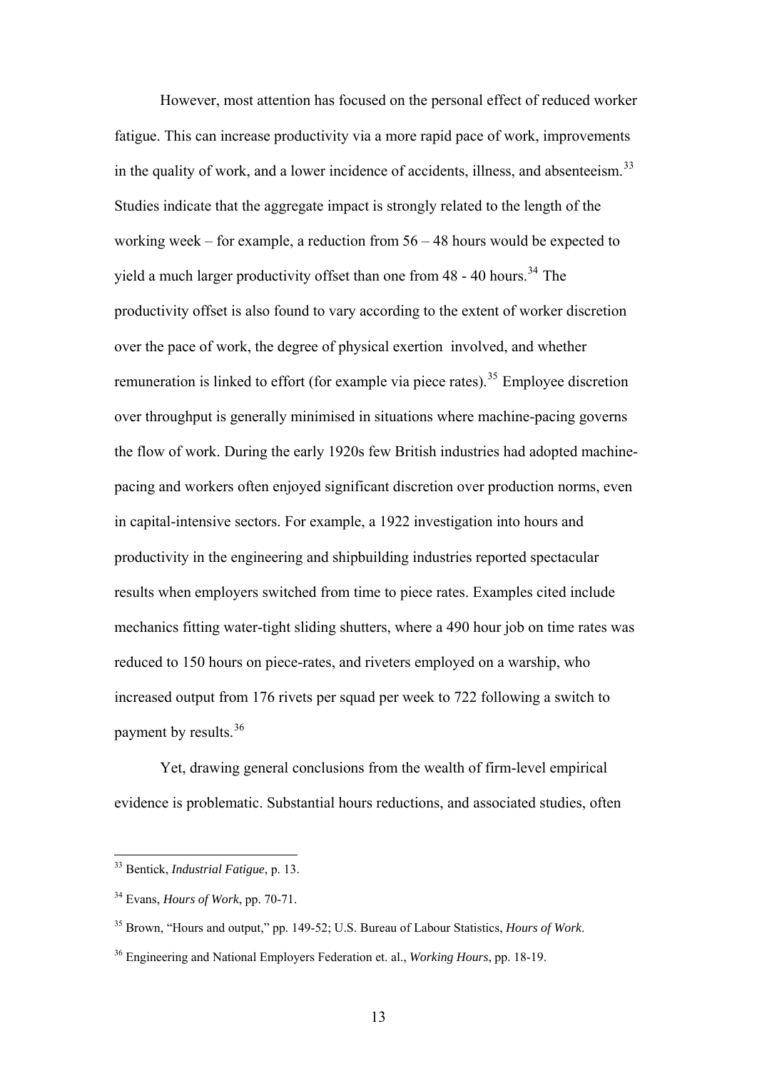However, most attention has focused on the personal effect of reduced worker fatigue. This can increase productivity via a more rapid pace of work, improvements in the quality of work, and a lower incidence of accidents, illness, and absenteeism.[33] Studies indicate that the aggregate impact is strongly related to the length of the working week – for example, a reduction from 56 – 48 hours would be expected to yield a much larger productivity offset than one from 48 - 40 hours.[34] The productivity offset is also found to vary according to the extent of worker discretion over the pace of work, the degree of physical exertion involved, and whether remuneration is linked to effort (for example via piece rates).[35] Employee discretion over throughput is generally minimised in situations where machine-pacing governs the flow of work. During the early 1920s few British industries had adopted machine-pacing and workers often enjoyed significant discretion over production norms, even in capital-intensive sectors. For example, a 1922 investigation into hours and productivity in the engineering and shipbuilding industries reported spectacular results when employers switched from time to piece rates. Examples cited include mechanics fitting water-tight sliding shutters, where a 490 hour job on time rates was reduced to 150 hours on piece-rates, and riveters employed on a warship, who increased output from 176 rivets per squad per week to 722 following a switch to payment by results.[36]

Yet, drawing general conclusions from the wealth of firm-level empirical evidence is problematic. Substantial hours reductions, and associated studies, often

[33] Bentick, *Industrial Fatigue*, p. 13.

[34] Evans, *Hours of Work*, pp. 70-71.

[35] Brown, "Hours and output," pp. 149-52; U.S. Bureau of Labour Statistics, *Hours of Work*.

[36] Engineering and National Employers Federation et. al., *Working Hours*, pp. 18-19.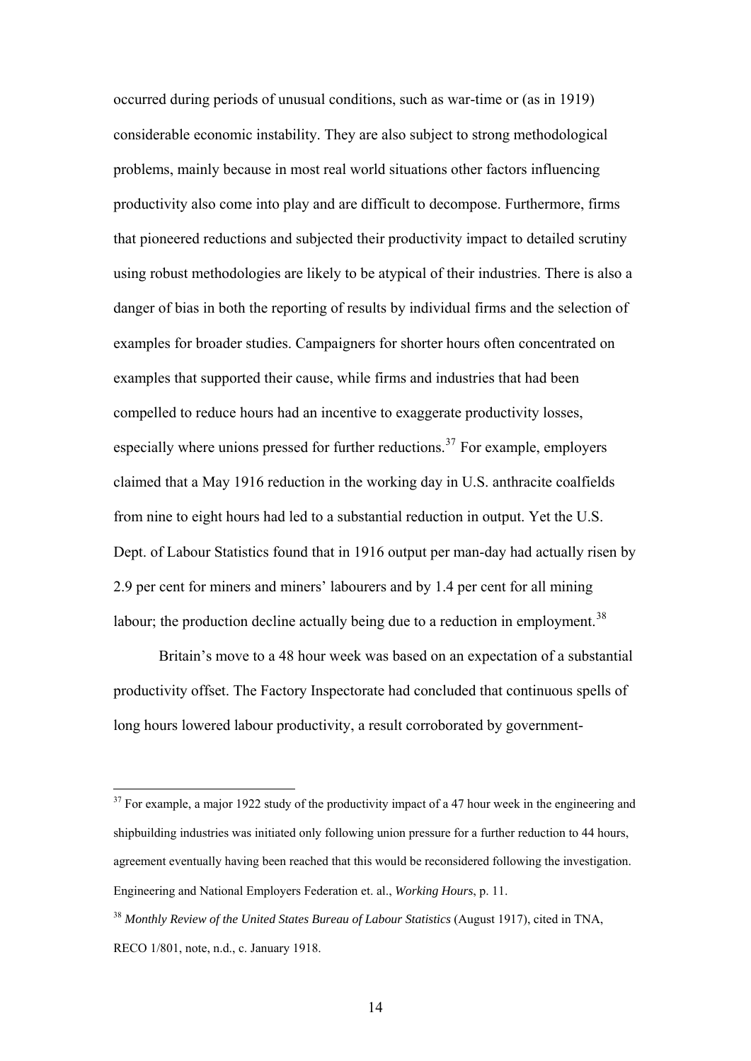occurred during periods of unusual conditions, such as war-time or (as in 1919) considerable economic instability. They are also subject to strong methodological problems, mainly because in most real world situations other factors influencing productivity also come into play and are difficult to decompose. Furthermore, firms that pioneered reductions and subjected their productivity impact to detailed scrutiny using robust methodologies are likely to be atypical of their industries. There is also a danger of bias in both the reporting of results by individual firms and the selection of examples for broader studies. Campaigners for shorter hours often concentrated on examples that supported their cause, while firms and industries that had been compelled to reduce hours had an incentive to exaggerate productivity losses, especially where unions pressed for further reductions.[37] For example, employers claimed that a May 1916 reduction in the working day in U.S. anthracite coalfields from nine to eight hours had led to a substantial reduction in output. Yet the U.S. Dept. of Labour Statistics found that in 1916 output per man-day had actually risen by 2.9 per cent for miners and miners' labourers and by 1.4 per cent for all mining labour; the production decline actually being due to a reduction in employment.[38]

Britain's move to a 48 hour week was based on an expectation of a substantial productivity offset. The Factory Inspectorate had concluded that continuous spells of long hours lowered labour productivity, a result corroborated by government-

---

[37] For example, a major 1922 study of the productivity impact of a 47 hour week in the engineering and shipbuilding industries was initiated only following union pressure for a further reduction to 44 hours, agreement eventually having been reached that this would be reconsidered following the investigation. Engineering and National Employers Federation et. al., *Working Hours*, p. 11.

[38] *Monthly Review of the United States Bureau of Labour Statistics* (August 1917), cited in TNA, RECO 1/801, note, n.d., c. January 1918.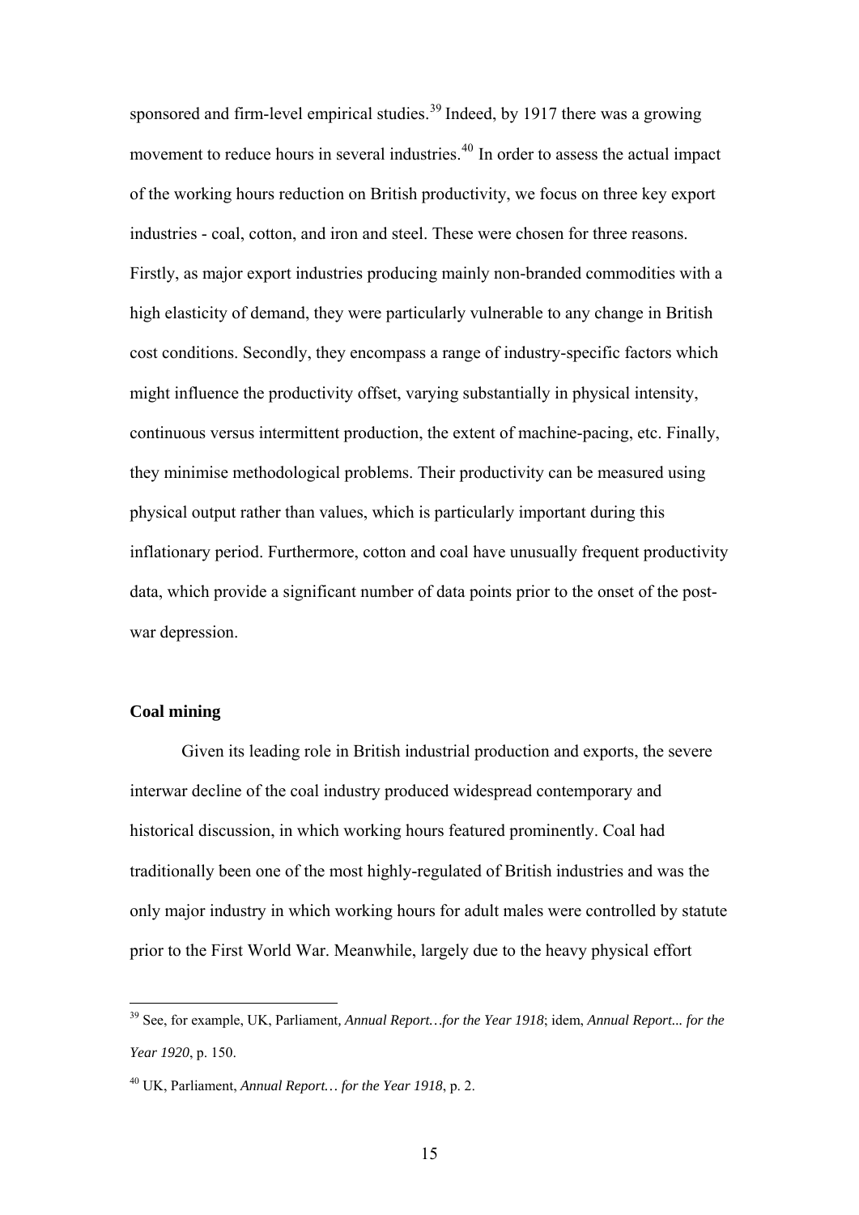sponsored and firm-level empirical studies.[39] Indeed, by 1917 there was a growing movement to reduce hours in several industries.[40] In order to assess the actual impact of the working hours reduction on British productivity, we focus on three key export industries - coal, cotton, and iron and steel. These were chosen for three reasons. Firstly, as major export industries producing mainly non-branded commodities with a high elasticity of demand, they were particularly vulnerable to any change in British cost conditions. Secondly, they encompass a range of industry-specific factors which might influence the productivity offset, varying substantially in physical intensity, continuous versus intermittent production, the extent of machine-pacing, etc. Finally, they minimise methodological problems. Their productivity can be measured using physical output rather than values, which is particularly important during this inflationary period. Furthermore, cotton and coal have unusually frequent productivity data, which provide a significant number of data points prior to the onset of the post-war depression.

**Coal mining**

Given its leading role in British industrial production and exports, the severe interwar decline of the coal industry produced widespread contemporary and historical discussion, in which working hours featured prominently. Coal had traditionally been one of the most highly-regulated of British industries and was the only major industry in which working hours for adult males were controlled by statute prior to the First World War. Meanwhile, largely due to the heavy physical effort

---

[39] See, for example, UK, Parliament, *Annual Report…for the Year 1918*; idem, *Annual Report... for the Year 1920*, p. 150.

[40] UK, Parliament, *Annual Report… for the Year 1918*, p. 2.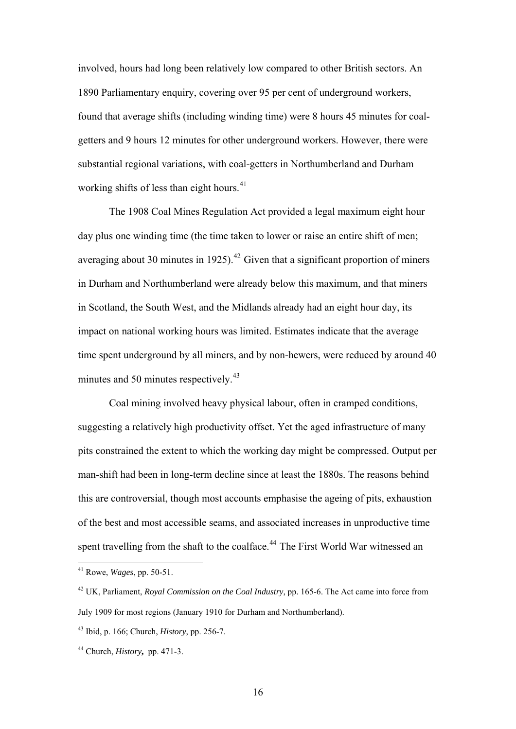involved, hours had long been relatively low compared to other British sectors. An 1890 Parliamentary enquiry, covering over 95 per cent of underground workers, found that average shifts (including winding time) were 8 hours 45 minutes for coal-getters and 9 hours 12 minutes for other underground workers. However, there were substantial regional variations, with coal-getters in Northumberland and Durham working shifts of less than eight hours.[41]

The 1908 Coal Mines Regulation Act provided a legal maximum eight hour day plus one winding time (the time taken to lower or raise an entire shift of men; averaging about 30 minutes in 1925).[42] Given that a significant proportion of miners in Durham and Northumberland were already below this maximum, and that miners in Scotland, the South West, and the Midlands already had an eight hour day, its impact on national working hours was limited. Estimates indicate that the average time spent underground by all miners, and by non-hewers, were reduced by around 40 minutes and 50 minutes respectively.[43]

Coal mining involved heavy physical labour, often in cramped conditions, suggesting a relatively high productivity offset. Yet the aged infrastructure of many pits constrained the extent to which the working day might be compressed. Output per man-shift had been in long-term decline since at least the 1880s. The reasons behind this are controversial, though most accounts emphasise the ageing of pits, exhaustion of the best and most accessible seams, and associated increases in unproductive time spent travelling from the shaft to the coalface.[44] The First World War witnessed an

---

[41] Rowe, *Wages*, pp. 50-51.

[42] UK, Parliament, *Royal Commission on the Coal Industry*, pp. 165-6. The Act came into force from July 1909 for most regions (January 1910 for Durham and Northumberland).

[43] Ibid, p. 166; Church, *History*, pp. 256-7.

[44] Church, ***History***, pp. 471-3.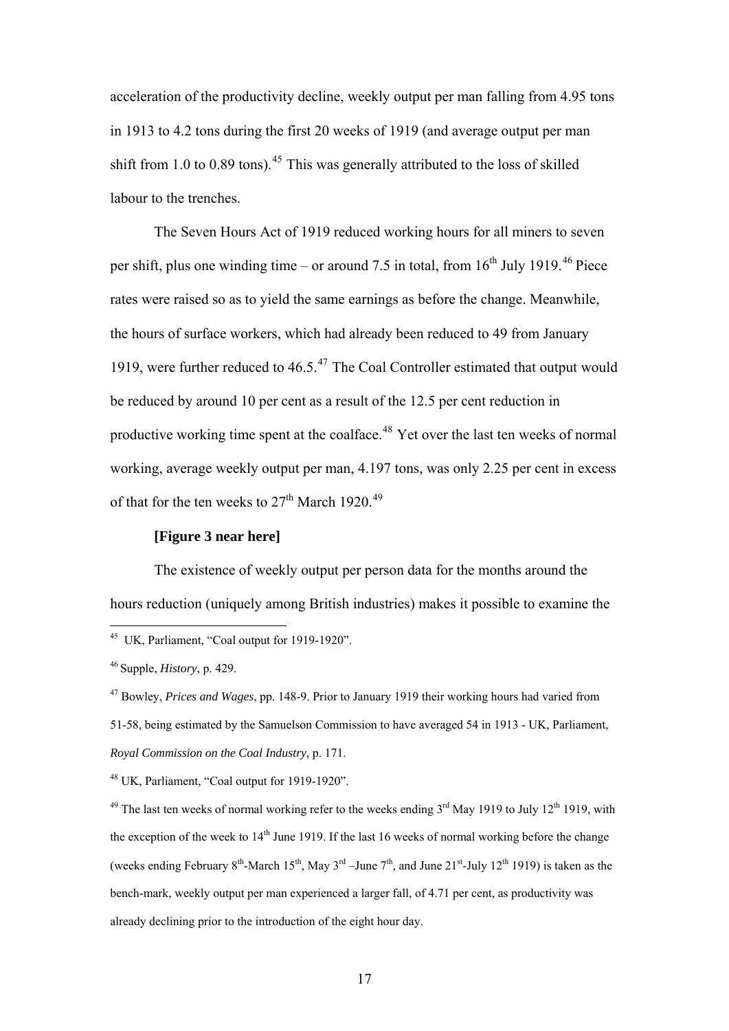acceleration of the productivity decline, weekly output per man falling from 4.95 tons in 1913 to 4.2 tons during the first 20 weeks of 1919 (and average output per man shift from 1.0 to 0.89 tons).[45] This was generally attributed to the loss of skilled labour to the trenches.

The Seven Hours Act of 1919 reduced working hours for all miners to seven per shift, plus one winding time – or around 7.5 in total, from 16th July 1919.[46] Piece rates were raised so as to yield the same earnings as before the change. Meanwhile, the hours of surface workers, which had already been reduced to 49 from January 1919, were further reduced to 46.5.[47] The Coal Controller estimated that output would be reduced by around 10 per cent as a result of the 12.5 per cent reduction in productive working time spent at the coalface.[48] Yet over the last ten weeks of normal working, average weekly output per man, 4.197 tons, was only 2.25 per cent in excess of that for the ten weeks to 27th March 1920.[49]

**[Figure 3 near here]**

The existence of weekly output per person data for the months around the hours reduction (uniquely among British industries) makes it possible to examine the

---

[45] UK, Parliament, "Coal output for 1919-1920".

[46] Supple, *History*, p. 429.

[47] Bowley, *Prices and Wages*, pp. 148-9. Prior to January 1919 their working hours had varied from 51-58, being estimated by the Samuelson Commission to have averaged 54 in 1913 - UK, Parliament, *Royal Commission on the Coal Industry*, p. 171.

[48] UK, Parliament, "Coal output for 1919-1920".

[49] The last ten weeks of normal working refer to the weeks ending 3rd May 1919 to July 12th 1919, with the exception of the week to 14th June 1919. If the last 16 weeks of normal working before the change (weeks ending February 8th-March 15th, May 3rd –June 7th, and June 21st-July 12th 1919) is taken as the bench-mark, weekly output per man experienced a larger fall, of 4.71 per cent, as productivity was already declining prior to the introduction of the eight hour day.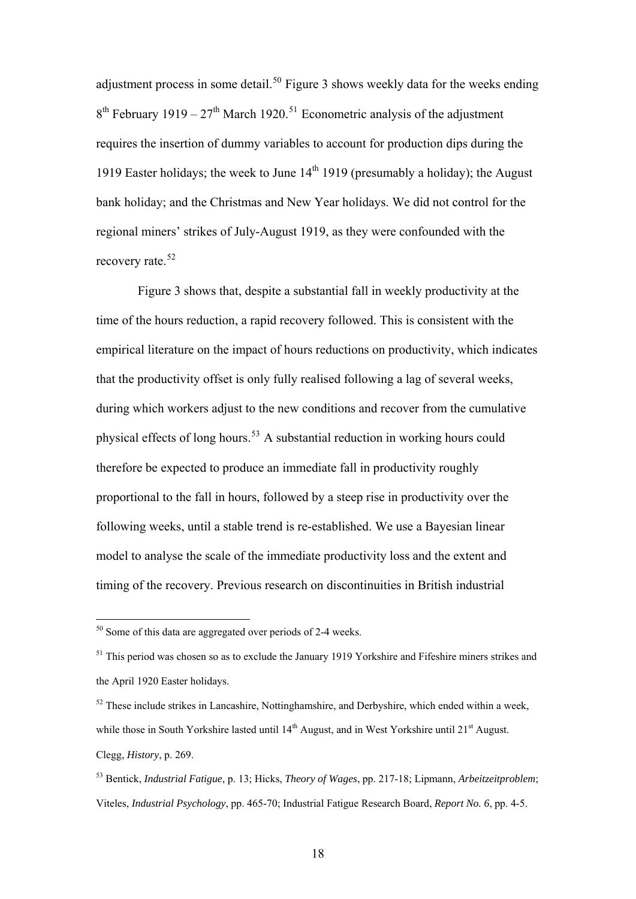adjustment process in some detail.[50] Figure 3 shows weekly data for the weeks ending 8th February 1919 – 27th March 1920.[51] Econometric analysis of the adjustment requires the insertion of dummy variables to account for production dips during the 1919 Easter holidays; the week to June 14th 1919 (presumably a holiday); the August bank holiday; and the Christmas and New Year holidays. We did not control for the regional miners' strikes of July-August 1919, as they were confounded with the recovery rate.[52]

Figure 3 shows that, despite a substantial fall in weekly productivity at the time of the hours reduction, a rapid recovery followed. This is consistent with the empirical literature on the impact of hours reductions on productivity, which indicates that the productivity offset is only fully realised following a lag of several weeks, during which workers adjust to the new conditions and recover from the cumulative physical effects of long hours.[53] A substantial reduction in working hours could therefore be expected to produce an immediate fall in productivity roughly proportional to the fall in hours, followed by a steep rise in productivity over the following weeks, until a stable trend is re-established. We use a Bayesian linear model to analyse the scale of the immediate productivity loss and the extent and timing of the recovery. Previous research on discontinuities in British industrial

---

[50] Some of this data are aggregated over periods of 2-4 weeks.

[51] This period was chosen so as to exclude the January 1919 Yorkshire and Fifeshire miners strikes and the April 1920 Easter holidays.

[52] These include strikes in Lancashire, Nottinghamshire, and Derbyshire, which ended within a week, while those in South Yorkshire lasted until 14th August, and in West Yorkshire until 21st August. Clegg, *History*, p. 269.

[53] Bentick, *Industrial Fatigue*, p. 13; Hicks, *Theory of Wages*, pp. 217-18; Lipmann, *Arbeitzeitproblem*; Viteles, *Industrial Psychology*, pp. 465-70; Industrial Fatigue Research Board, *Report No. 6*, pp. 4-5.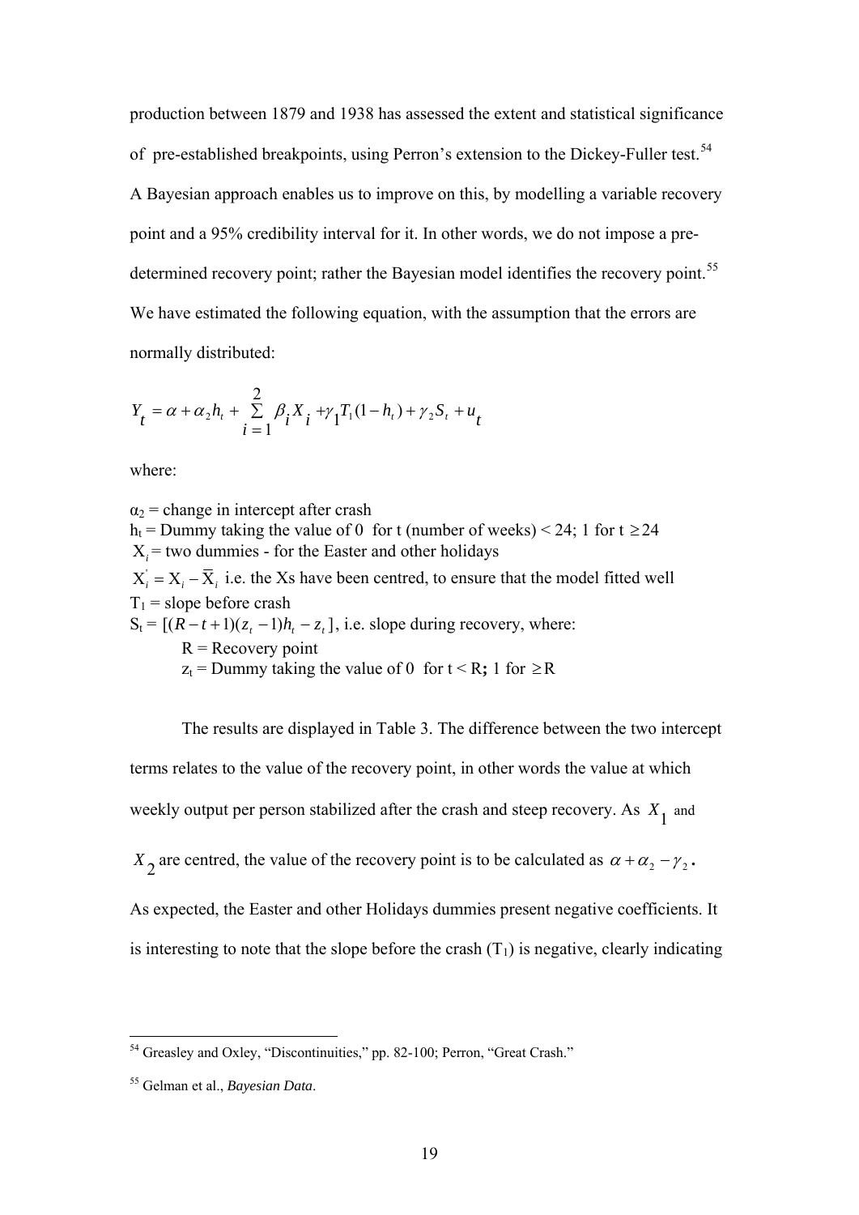production between 1879 and 1938 has assessed the extent and statistical significance of pre-established breakpoints, using Perron's extension to the Dickey-Fuller test.[54] A Bayesian approach enables us to improve on this, by modelling a variable recovery point and a 95% credibility interval for it. In other words, we do not impose a pre-determined recovery point; rather the Bayesian model identifies the recovery point.[55] We have estimated the following equation, with the assumption that the errors are normally distributed:

$$Y_t = \alpha + \alpha_2 h_t + \sum_{i=1}^{2} \beta_i X_i + \gamma_1 T_1 (1 - h_t) + \gamma_2 S_t + u_t$$

where:

$\alpha_2$ = change in intercept after crash
$h_t$ = Dummy taking the value of 0 for t (number of weeks) < 24; 1 for $t \geq 24$
$X_i$ = two dummies - for the Easter and other holidays
$X_i^{'} = X_i - \overline{X}_i$ i.e. the Xs have been centred, to ensure that the model fitted well
$T_1$ = slope before crash
$S_t = [(R - t + 1)(z_t - 1)h_t - z_t]$, i.e. slope during recovery, where:
R = Recovery point
$z_t$ = Dummy taking the value of 0 for $t < R$; 1 for $\geq R$

The results are displayed in Table 3. The difference between the two intercept terms relates to the value of the recovery point, in other words the value at which weekly output per person stabilized after the crash and steep recovery. As $X_1$ and $X_2$ are centred, the value of the recovery point is to be calculated as $\alpha + \alpha_2 - \gamma_2$. As expected, the Easter and other Holidays dummies present negative coefficients. It is interesting to note that the slope before the crash ($T_1$) is negative, clearly indicating

[54] Greasley and Oxley, "Discontinuities," pp. 82-100; Perron, "Great Crash."

[55] Gelman et al., *Bayesian Data*.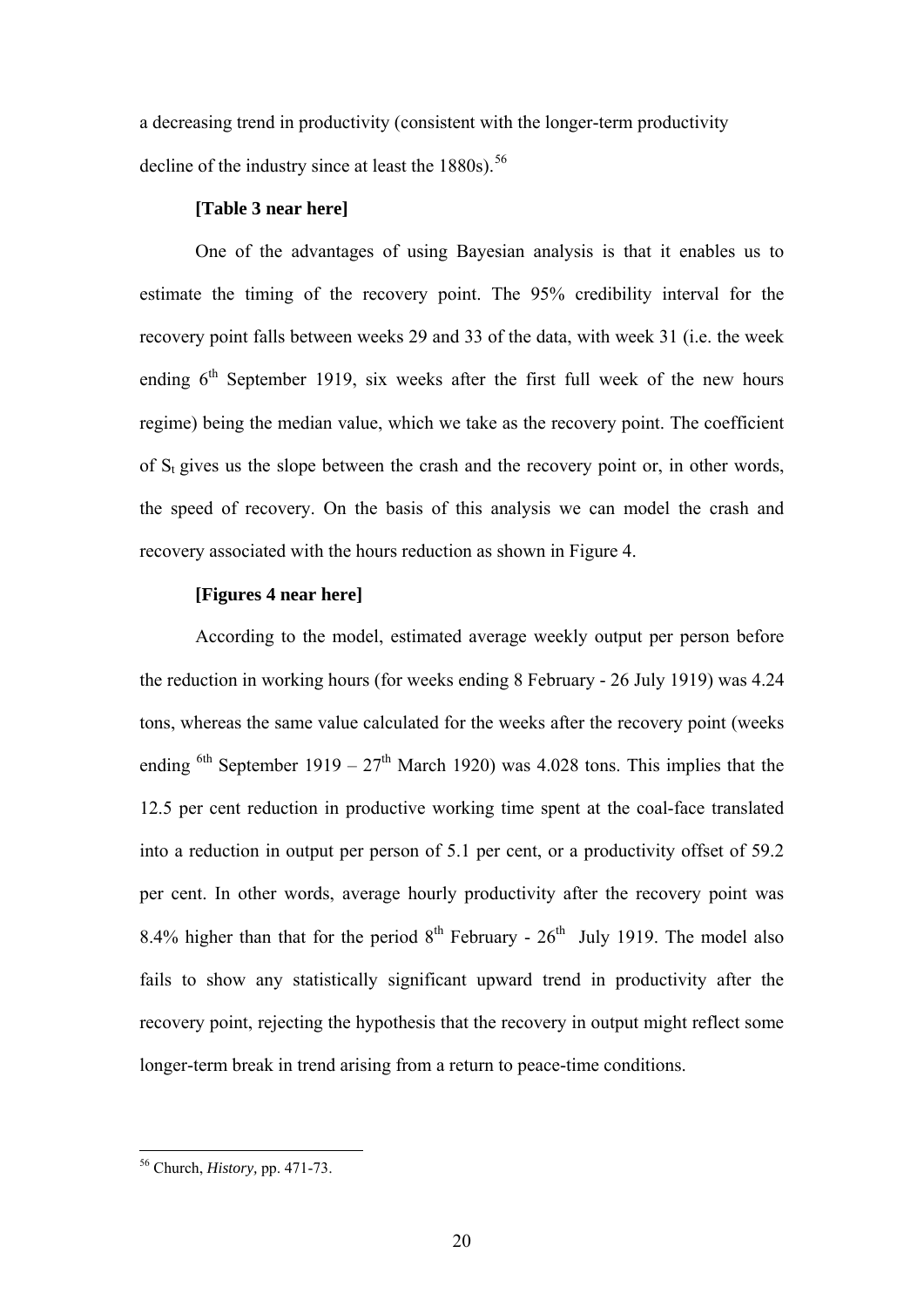a decreasing trend in productivity (consistent with the longer-term productivity decline of the industry since at least the 1880s).[56]

**[Table 3 near here]**

One of the advantages of using Bayesian analysis is that it enables us to estimate the timing of the recovery point. The 95% credibility interval for the recovery point falls between weeks 29 and 33 of the data, with week 31 (i.e. the week ending 6th September 1919, six weeks after the first full week of the new hours regime) being the median value, which we take as the recovery point. The coefficient of $S_t$ gives us the slope between the crash and the recovery point or, in other words, the speed of recovery. On the basis of this analysis we can model the crash and recovery associated with the hours reduction as shown in Figure 4.

**[Figures 4 near here]**

According to the model, estimated average weekly output per person before the reduction in working hours (for weeks ending 8 February - 26 July 1919) was 4.24 tons, whereas the same value calculated for the weeks after the recovery point (weeks ending 6th September 1919 – 27th March 1920) was 4.028 tons. This implies that the 12.5 per cent reduction in productive working time spent at the coal-face translated into a reduction in output per person of 5.1 per cent, or a productivity offset of 59.2 per cent. In other words, average hourly productivity after the recovery point was 8.4% higher than that for the period 8th February - 26th July 1919. The model also fails to show any statistically significant upward trend in productivity after the recovery point, rejecting the hypothesis that the recovery in output might reflect some longer-term break in trend arising from a return to peace-time conditions.

---

[56] Church, *History,* pp. 471-73.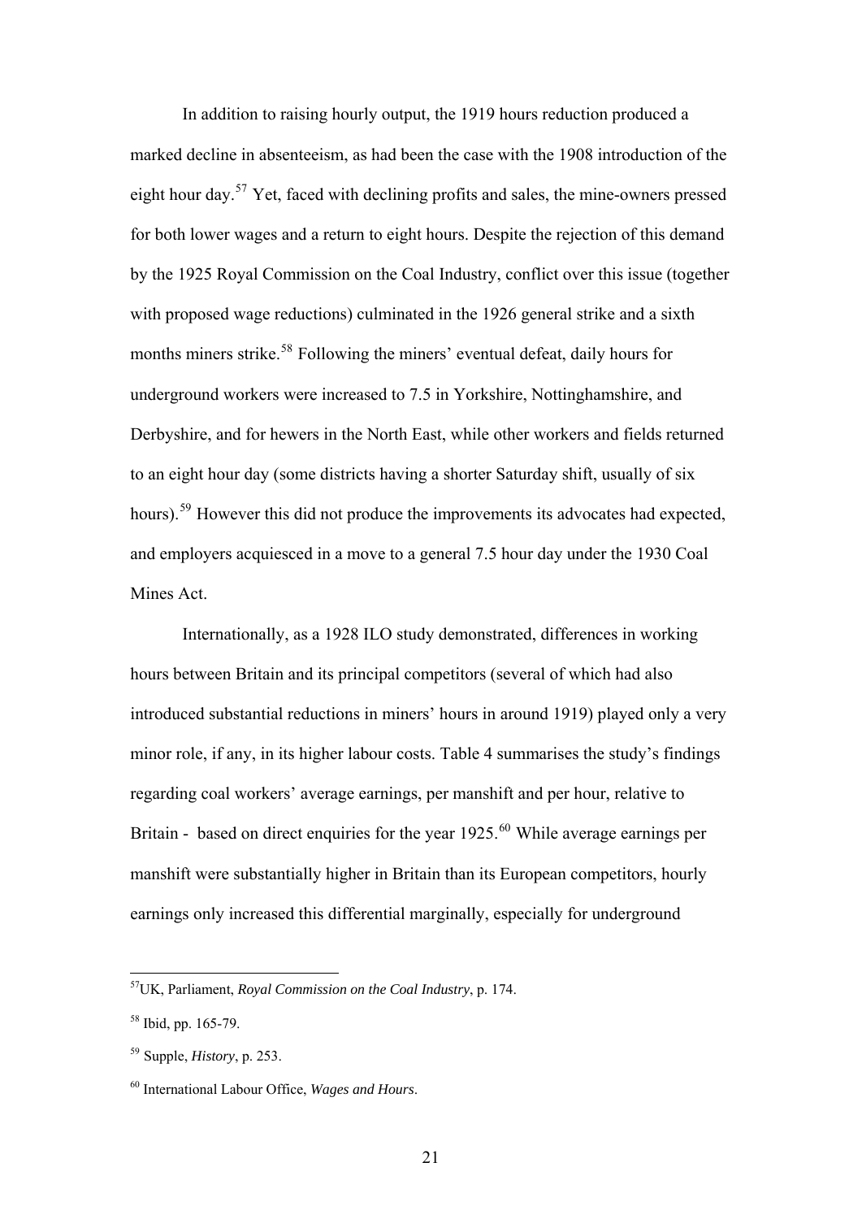In addition to raising hourly output, the 1919 hours reduction produced a marked decline in absenteeism, as had been the case with the 1908 introduction of the eight hour day.[57] Yet, faced with declining profits and sales, the mine-owners pressed for both lower wages and a return to eight hours. Despite the rejection of this demand by the 1925 Royal Commission on the Coal Industry, conflict over this issue (together with proposed wage reductions) culminated in the 1926 general strike and a sixth months miners strike.[58] Following the miners' eventual defeat, daily hours for underground workers were increased to 7.5 in Yorkshire, Nottinghamshire, and Derbyshire, and for hewers in the North East, while other workers and fields returned to an eight hour day (some districts having a shorter Saturday shift, usually of six hours).[59] However this did not produce the improvements its advocates had expected, and employers acquiesced in a move to a general 7.5 hour day under the 1930 Coal Mines Act.

Internationally, as a 1928 ILO study demonstrated, differences in working hours between Britain and its principal competitors (several of which had also introduced substantial reductions in miners' hours in around 1919) played only a very minor role, if any, in its higher labour costs. Table 4 summarises the study's findings regarding coal workers' average earnings, per manshift and per hour, relative to Britain - based on direct enquiries for the year 1925.[60] While average earnings per manshift were substantially higher in Britain than its European competitors, hourly earnings only increased this differential marginally, especially for underground

---

[57] UK, Parliament, *Royal Commission on the Coal Industry*, p. 174.

[58] Ibid, pp. 165-79.

[59] Supple, *History*, p. 253.

[60] International Labour Office, *Wages and Hours*.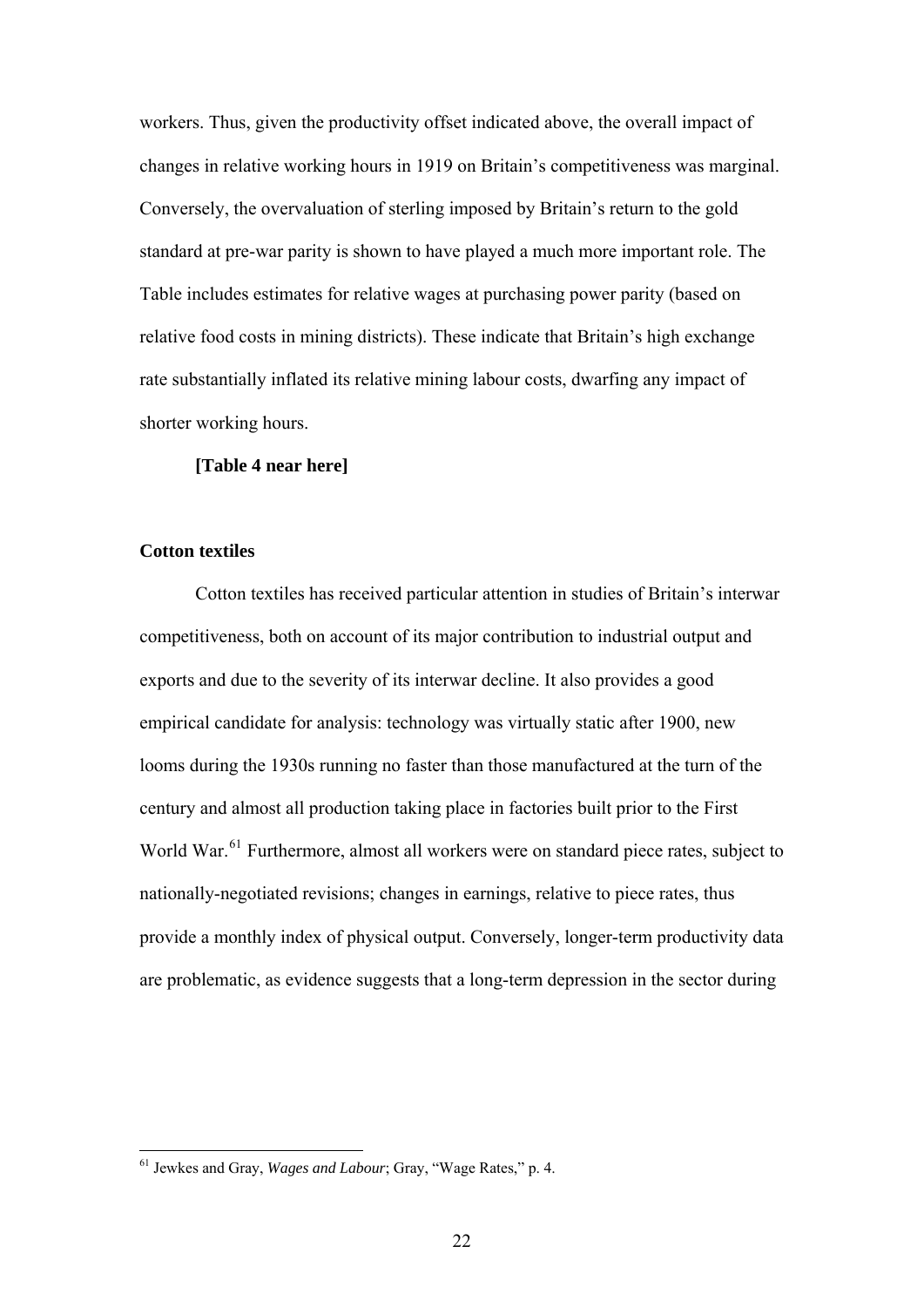workers. Thus, given the productivity offset indicated above, the overall impact of changes in relative working hours in 1919 on Britain's competitiveness was marginal. Conversely, the overvaluation of sterling imposed by Britain's return to the gold standard at pre-war parity is shown to have played a much more important role. The Table includes estimates for relative wages at purchasing power parity (based on relative food costs in mining districts). These indicate that Britain's high exchange rate substantially inflated its relative mining labour costs, dwarfing any impact of shorter working hours.

**[Table 4 near here]**

### Cotton textiles

Cotton textiles has received particular attention in studies of Britain's interwar competitiveness, both on account of its major contribution to industrial output and exports and due to the severity of its interwar decline. It also provides a good empirical candidate for analysis: technology was virtually static after 1900, new looms during the 1930s running no faster than those manufactured at the turn of the century and almost all production taking place in factories built prior to the First World War.[61] Furthermore, almost all workers were on standard piece rates, subject to nationally-negotiated revisions; changes in earnings, relative to piece rates, thus provide a monthly index of physical output. Conversely, longer-term productivity data are problematic, as evidence suggests that a long-term depression in the sector during

[61] Jewkes and Gray, *Wages and Labour*; Gray, "Wage Rates," p. 4.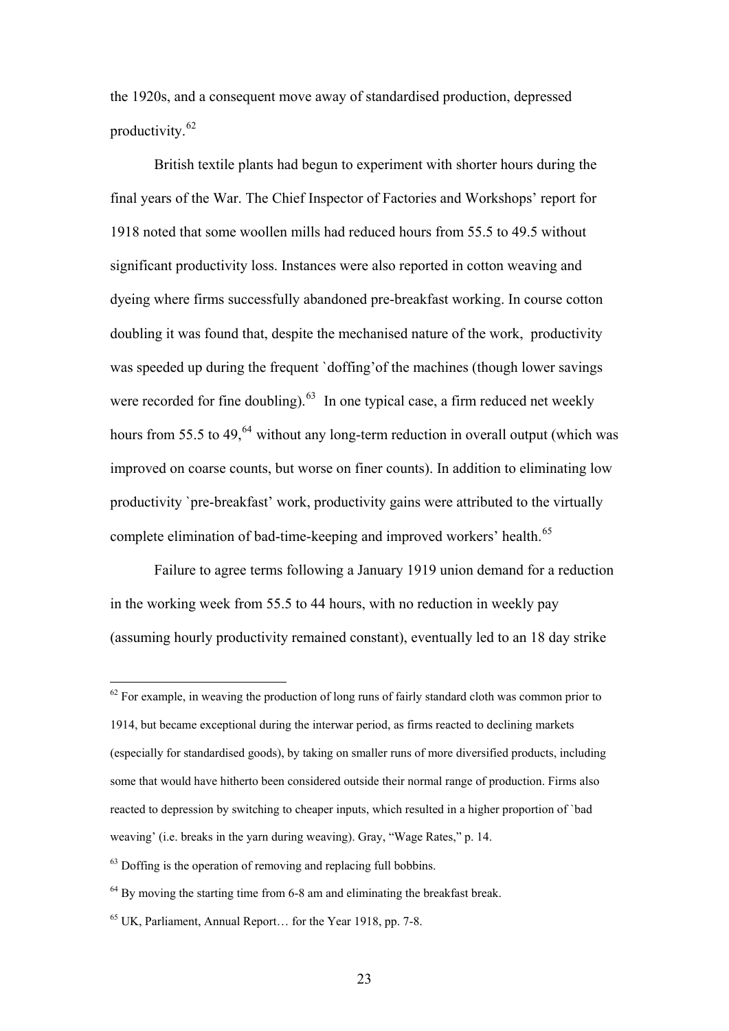the 1920s, and a consequent move away of standardised production, depressed productivity.[62]

British textile plants had begun to experiment with shorter hours during the final years of the War. The Chief Inspector of Factories and Workshops' report for 1918 noted that some woollen mills had reduced hours from 55.5 to 49.5 without significant productivity loss. Instances were also reported in cotton weaving and dyeing where firms successfully abandoned pre-breakfast working. In course cotton doubling it was found that, despite the mechanised nature of the work, productivity was speeded up during the frequent `doffing'of the machines (though lower savings were recorded for fine doubling).[63] In one typical case, a firm reduced net weekly hours from 55.5 to 49,[64] without any long-term reduction in overall output (which was improved on coarse counts, but worse on finer counts). In addition to eliminating low productivity `pre-breakfast' work, productivity gains were attributed to the virtually complete elimination of bad-time-keeping and improved workers' health.[65]

Failure to agree terms following a January 1919 union demand for a reduction in the working week from 55.5 to 44 hours, with no reduction in weekly pay (assuming hourly productivity remained constant), eventually led to an 18 day strike

---

[62] For example, in weaving the production of long runs of fairly standard cloth was common prior to 1914, but became exceptional during the interwar period, as firms reacted to declining markets (especially for standardised goods), by taking on smaller runs of more diversified products, including some that would have hitherto been considered outside their normal range of production. Firms also reacted to depression by switching to cheaper inputs, which resulted in a higher proportion of `bad weaving' (i.e. breaks in the yarn during weaving). Gray, "Wage Rates," p. 14.

[63] Doffing is the operation of removing and replacing full bobbins.

[64] By moving the starting time from 6-8 am and eliminating the breakfast break.

[65] UK, Parliament, Annual Report… for the Year 1918, pp. 7-8.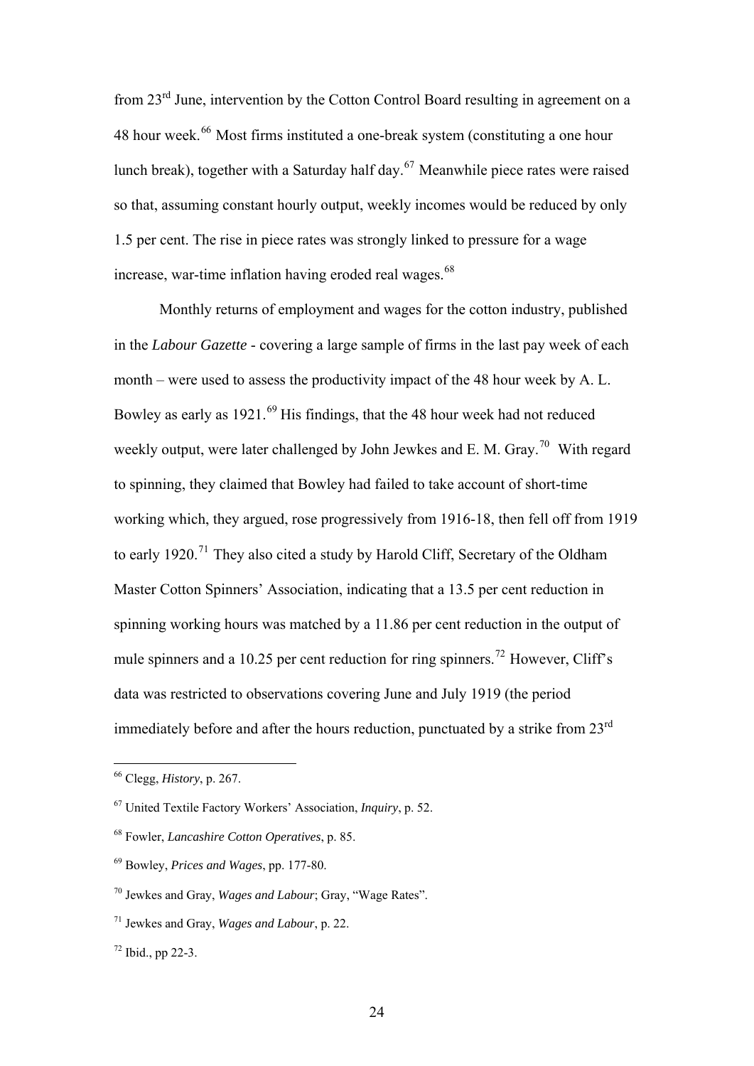from 23rd June, intervention by the Cotton Control Board resulting in agreement on a 48 hour week.[66] Most firms instituted a one-break system (constituting a one hour lunch break), together with a Saturday half day.[67] Meanwhile piece rates were raised so that, assuming constant hourly output, weekly incomes would be reduced by only 1.5 per cent. The rise in piece rates was strongly linked to pressure for a wage increase, war-time inflation having eroded real wages.[68]

Monthly returns of employment and wages for the cotton industry, published in the *Labour Gazette* - covering a large sample of firms in the last pay week of each month – were used to assess the productivity impact of the 48 hour week by A. L. Bowley as early as 1921.[69] His findings, that the 48 hour week had not reduced weekly output, were later challenged by John Jewkes and E. M. Gray.[70] With regard to spinning, they claimed that Bowley had failed to take account of short-time working which, they argued, rose progressively from 1916-18, then fell off from 1919 to early 1920.[71] They also cited a study by Harold Cliff, Secretary of the Oldham Master Cotton Spinners' Association, indicating that a 13.5 per cent reduction in spinning working hours was matched by a 11.86 per cent reduction in the output of mule spinners and a 10.25 per cent reduction for ring spinners.[72] However, Cliff's data was restricted to observations covering June and July 1919 (the period immediately before and after the hours reduction, punctuated by a strike from 23rd

---

[66] Clegg, *History*, p. 267.

[67] United Textile Factory Workers' Association, *Inquiry*, p. 52.

[68] Fowler, *Lancashire Cotton Operatives*, p. 85.

[69] Bowley, *Prices and Wages*, pp. 177-80.

[70] Jewkes and Gray, *Wages and Labour*; Gray, "Wage Rates".

[71] Jewkes and Gray, *Wages and Labour*, p. 22.

[72] Ibid., pp 22-3.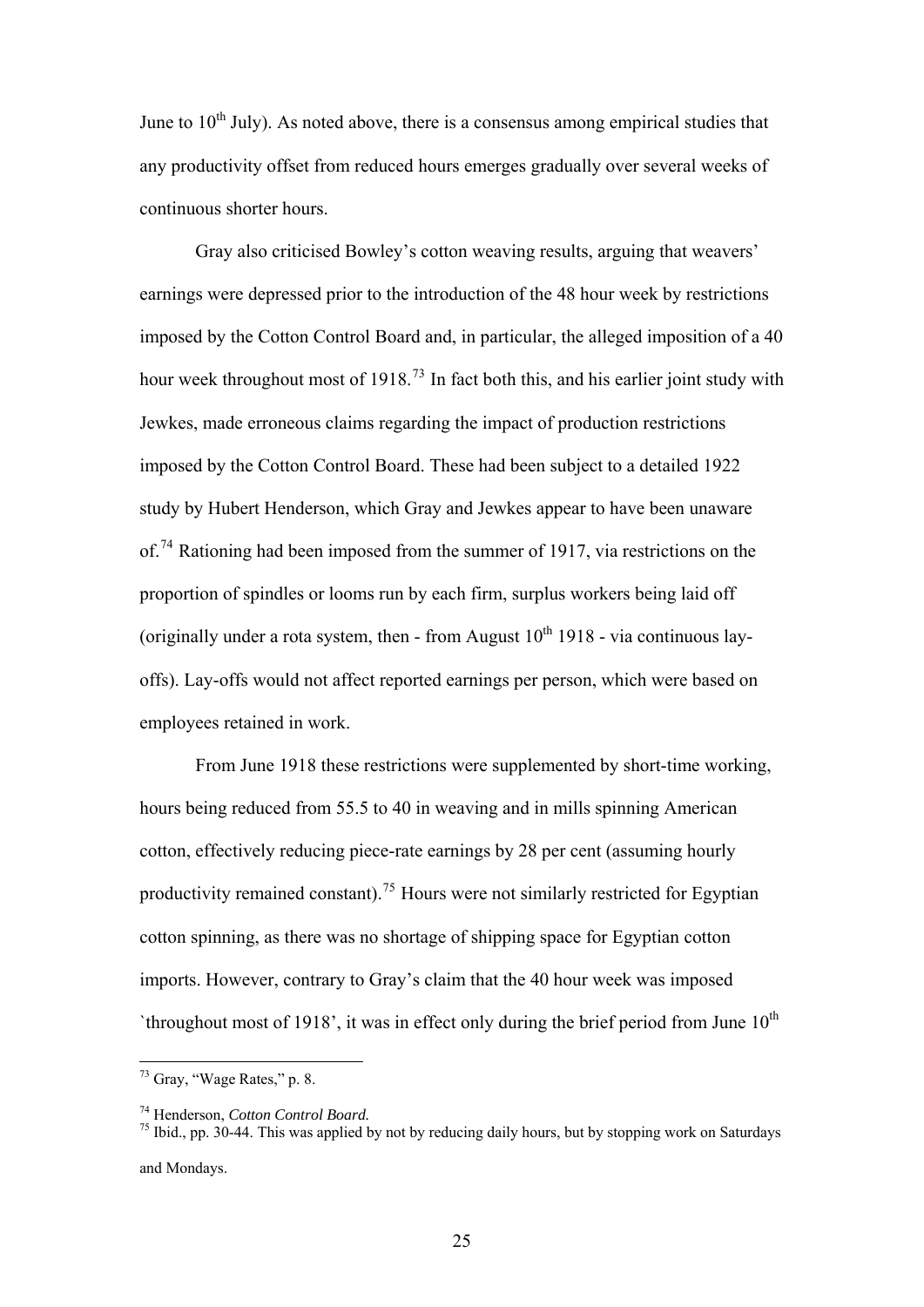June to $10^{th}$ July). As noted above, there is a consensus among empirical studies that any productivity offset from reduced hours emerges gradually over several weeks of continuous shorter hours.

Gray also criticised Bowley's cotton weaving results, arguing that weavers' earnings were depressed prior to the introduction of the 48 hour week by restrictions imposed by the Cotton Control Board and, in particular, the alleged imposition of a 40 hour week throughout most of 1918.[73] In fact both this, and his earlier joint study with Jewkes, made erroneous claims regarding the impact of production restrictions imposed by the Cotton Control Board. These had been subject to a detailed 1922 study by Hubert Henderson, which Gray and Jewkes appear to have been unaware of.[74] Rationing had been imposed from the summer of 1917, via restrictions on the proportion of spindles or looms run by each firm, surplus workers being laid off (originally under a rota system, then - from August $10^{th}$ 1918 - via continuous lay-offs). Lay-offs would not affect reported earnings per person, which were based on employees retained in work.

From June 1918 these restrictions were supplemented by short-time working, hours being reduced from 55.5 to 40 in weaving and in mills spinning American cotton, effectively reducing piece-rate earnings by 28 per cent (assuming hourly productivity remained constant).[75] Hours were not similarly restricted for Egyptian cotton spinning, as there was no shortage of shipping space for Egyptian cotton imports. However, contrary to Gray's claim that the 40 hour week was imposed `throughout most of 1918', it was in effect only during the brief period from June $10^{th}$

---

[73] Gray, "Wage Rates," p. 8.

[74] Henderson, *Cotton Control Board.*

[75] Ibid., pp. 30-44. This was applied by not by reducing daily hours, but by stopping work on Saturdays and Mondays.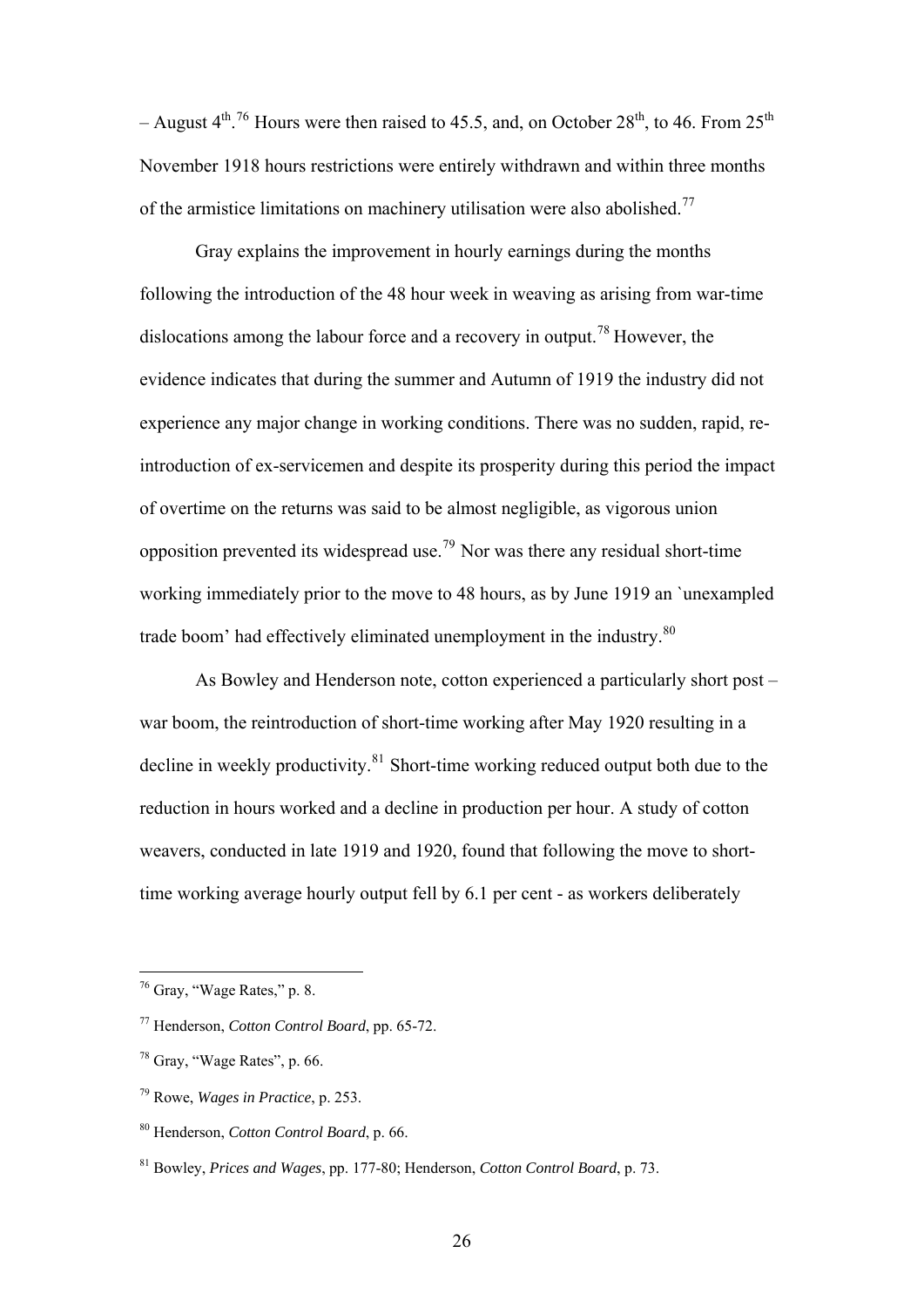– August 4th.[76] Hours were then raised to 45.5, and, on October 28th, to 46. From 25th November 1918 hours restrictions were entirely withdrawn and within three months of the armistice limitations on machinery utilisation were also abolished.[77]

Gray explains the improvement in hourly earnings during the months following the introduction of the 48 hour week in weaving as arising from war-time dislocations among the labour force and a recovery in output.[78] However, the evidence indicates that during the summer and Autumn of 1919 the industry did not experience any major change in working conditions. There was no sudden, rapid, re-introduction of ex-servicemen and despite its prosperity during this period the impact of overtime on the returns was said to be almost negligible, as vigorous union opposition prevented its widespread use.[79] Nor was there any residual short-time working immediately prior to the move to 48 hours, as by June 1919 an `unexampled trade boom' had effectively eliminated unemployment in the industry.[80]

As Bowley and Henderson note, cotton experienced a particularly short post – war boom, the reintroduction of short-time working after May 1920 resulting in a decline in weekly productivity.[81] Short-time working reduced output both due to the reduction in hours worked and a decline in production per hour. A study of cotton weavers, conducted in late 1919 and 1920, found that following the move to short-time working average hourly output fell by 6.1 per cent - as workers deliberately

---

[76] Gray, "Wage Rates," p. 8.

[77] Henderson, *Cotton Control Board*, pp. 65-72.

[78] Gray, "Wage Rates", p. 66.

[79] Rowe, *Wages in Practice*, p. 253.

[80] Henderson, *Cotton Control Board*, p. 66.

[81] Bowley, *Prices and Wages*, pp. 177-80; Henderson, *Cotton Control Board*, p. 73.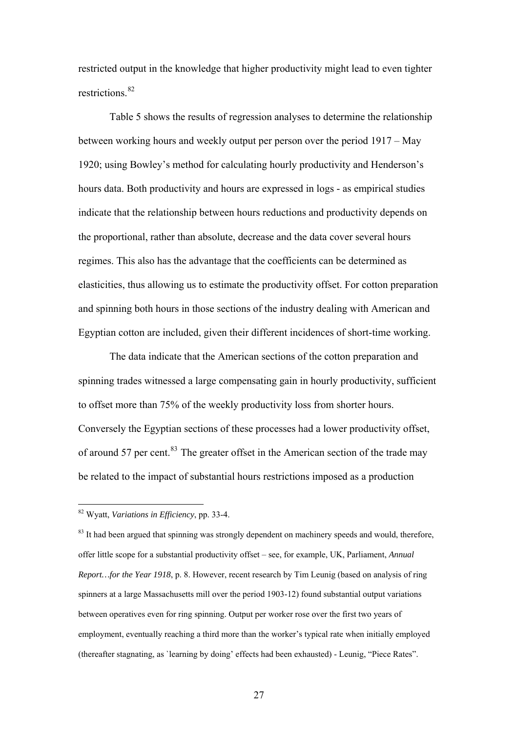restricted output in the knowledge that higher productivity might lead to even tighter restrictions.[82]

Table 5 shows the results of regression analyses to determine the relationship between working hours and weekly output per person over the period 1917 – May 1920; using Bowley's method for calculating hourly productivity and Henderson's hours data. Both productivity and hours are expressed in logs - as empirical studies indicate that the relationship between hours reductions and productivity depends on the proportional, rather than absolute, decrease and the data cover several hours regimes. This also has the advantage that the coefficients can be determined as elasticities, thus allowing us to estimate the productivity offset. For cotton preparation and spinning both hours in those sections of the industry dealing with American and Egyptian cotton are included, given their different incidences of short-time working.

The data indicate that the American sections of the cotton preparation and spinning trades witnessed a large compensating gain in hourly productivity, sufficient to offset more than 75% of the weekly productivity loss from shorter hours. Conversely the Egyptian sections of these processes had a lower productivity offset, of around 57 per cent.[83] The greater offset in the American section of the trade may be related to the impact of substantial hours restrictions imposed as a production

---

[82] Wyatt, *Variations in Efficiency*, pp. 33-4.

[83] It had been argued that spinning was strongly dependent on machinery speeds and would, therefore, offer little scope for a substantial productivity offset – see, for example, UK, Parliament, *Annual Report…for the Year 1918*, p. 8. However, recent research by Tim Leunig (based on analysis of ring spinners at a large Massachusetts mill over the period 1903-12) found substantial output variations between operatives even for ring spinning. Output per worker rose over the first two years of employment, eventually reaching a third more than the worker's typical rate when initially employed (thereafter stagnating, as `learning by doing' effects had been exhausted) - Leunig, "Piece Rates".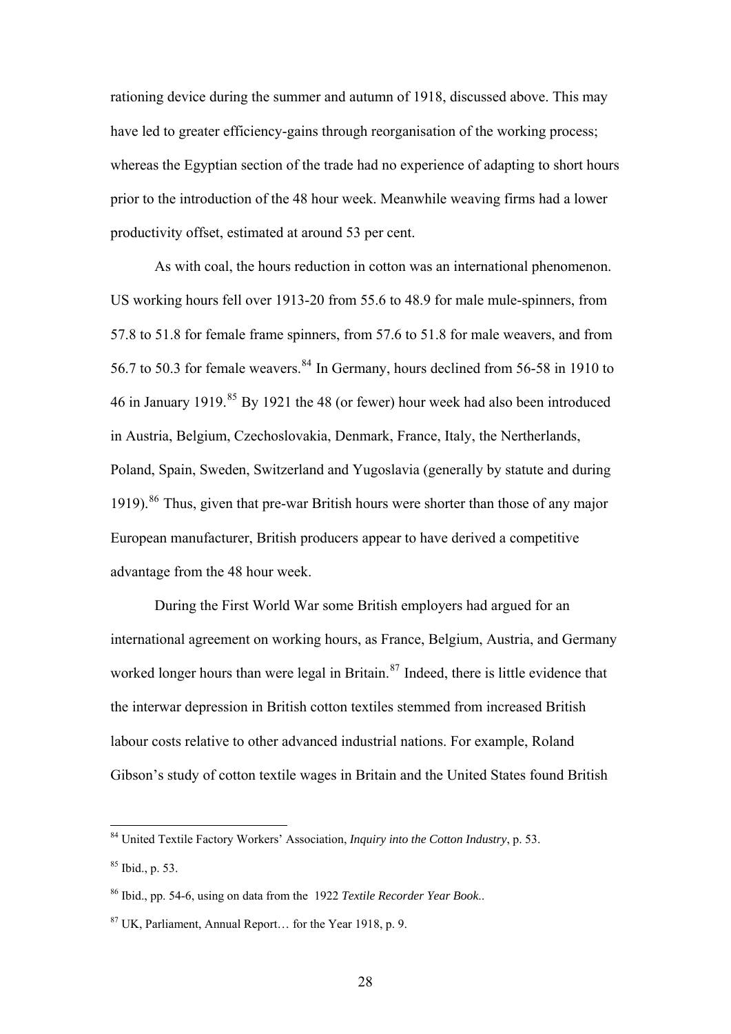rationing device during the summer and autumn of 1918, discussed above. This may have led to greater efficiency-gains through reorganisation of the working process; whereas the Egyptian section of the trade had no experience of adapting to short hours prior to the introduction of the 48 hour week. Meanwhile weaving firms had a lower productivity offset, estimated at around 53 per cent.

As with coal, the hours reduction in cotton was an international phenomenon. US working hours fell over 1913-20 from 55.6 to 48.9 for male mule-spinners, from 57.8 to 51.8 for female frame spinners, from 57.6 to 51.8 for male weavers, and from 56.7 to 50.3 for female weavers.[84] In Germany, hours declined from 56-58 in 1910 to 46 in January 1919.[85] By 1921 the 48 (or fewer) hour week had also been introduced in Austria, Belgium, Czechoslovakia, Denmark, France, Italy, the Nertherlands, Poland, Spain, Sweden, Switzerland and Yugoslavia (generally by statute and during 1919).[86] Thus, given that pre-war British hours were shorter than those of any major European manufacturer, British producers appear to have derived a competitive advantage from the 48 hour week.

During the First World War some British employers had argued for an international agreement on working hours, as France, Belgium, Austria, and Germany worked longer hours than were legal in Britain.[87] Indeed, there is little evidence that the interwar depression in British cotton textiles stemmed from increased British labour costs relative to other advanced industrial nations. For example, Roland Gibson's study of cotton textile wages in Britain and the United States found British

---

[84] United Textile Factory Workers' Association, *Inquiry into the Cotton Industry*, p. 53.

[85] Ibid., p. 53.

[86] Ibid., pp. 54-6, using on data from the 1922 *Textile Recorder Year Book*..

[87] UK, Parliament, Annual Report… for the Year 1918, p. 9.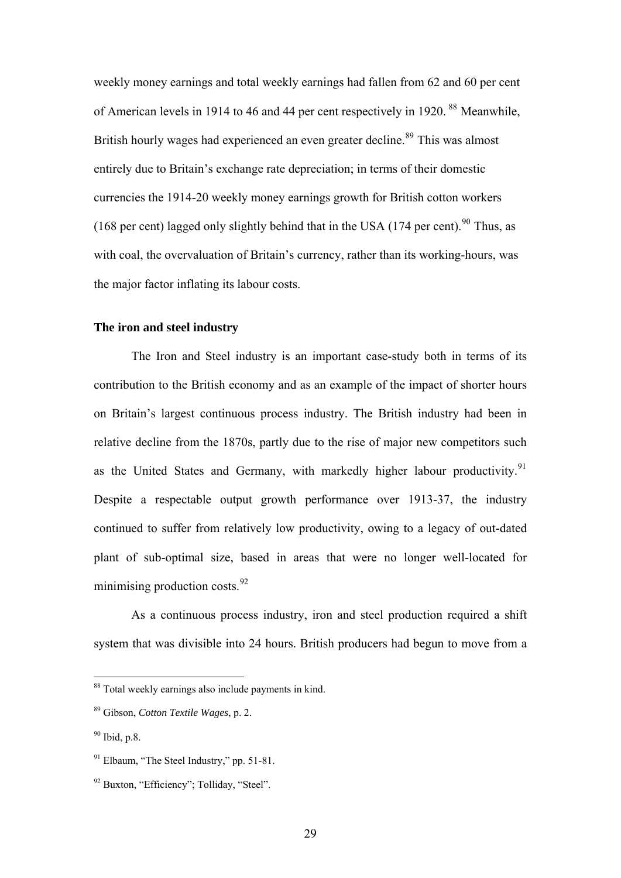weekly money earnings and total weekly earnings had fallen from 62 and 60 per cent of American levels in 1914 to 46 and 44 per cent respectively in 1920.[88] Meanwhile, British hourly wages had experienced an even greater decline.[89] This was almost entirely due to Britain's exchange rate depreciation; in terms of their domestic currencies the 1914-20 weekly money earnings growth for British cotton workers (168 per cent) lagged only slightly behind that in the USA (174 per cent).[90] Thus, as with coal, the overvaluation of Britain's currency, rather than its working-hours, was the major factor inflating its labour costs.

**The iron and steel industry**

The Iron and Steel industry is an important case-study both in terms of its contribution to the British economy and as an example of the impact of shorter hours on Britain's largest continuous process industry. The British industry had been in relative decline from the 1870s, partly due to the rise of major new competitors such as the United States and Germany, with markedly higher labour productivity.[91] Despite a respectable output growth performance over 1913-37, the industry continued to suffer from relatively low productivity, owing to a legacy of out-dated plant of sub-optimal size, based in areas that were no longer well-located for minimising production costs.[92]

As a continuous process industry, iron and steel production required a shift system that was divisible into 24 hours. British producers had begun to move from a

---

[88] Total weekly earnings also include payments in kind.

[89] Gibson, *Cotton Textile Wages*, p. 2.

[90] Ibid, p.8.

[91] Elbaum, "The Steel Industry," pp. 51-81.

[92] Buxton, "Efficiency"; Tolliday, "Steel".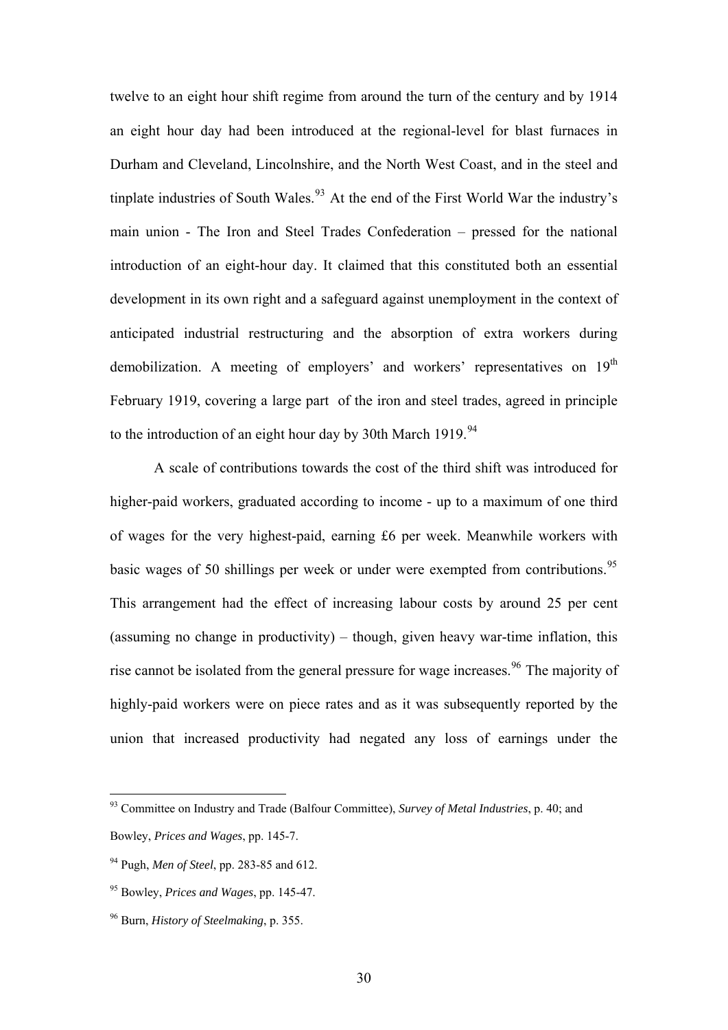twelve to an eight hour shift regime from around the turn of the century and by 1914 an eight hour day had been introduced at the regional-level for blast furnaces in Durham and Cleveland, Lincolnshire, and the North West Coast, and in the steel and tinplate industries of South Wales.[93] At the end of the First World War the industry's main union - The Iron and Steel Trades Confederation – pressed for the national introduction of an eight-hour day. It claimed that this constituted both an essential development in its own right and a safeguard against unemployment in the context of anticipated industrial restructuring and the absorption of extra workers during demobilization. A meeting of employers' and workers' representatives on 19th February 1919, covering a large part of the iron and steel trades, agreed in principle to the introduction of an eight hour day by 30th March 1919.[94]

A scale of contributions towards the cost of the third shift was introduced for higher-paid workers, graduated according to income - up to a maximum of one third of wages for the very highest-paid, earning £6 per week. Meanwhile workers with basic wages of 50 shillings per week or under were exempted from contributions.[95] This arrangement had the effect of increasing labour costs by around 25 per cent (assuming no change in productivity) – though, given heavy war-time inflation, this rise cannot be isolated from the general pressure for wage increases.[96] The majority of highly-paid workers were on piece rates and as it was subsequently reported by the union that increased productivity had negated any loss of earnings under the

---

[93] Committee on Industry and Trade (Balfour Committee), *Survey of Metal Industries*, p. 40; and Bowley, *Prices and Wages*, pp. 145-7.

[94] Pugh, *Men of Steel*, pp. 283-85 and 612.

[95] Bowley, *Prices and Wages*, pp. 145-47.

[96] Burn, *History of Steelmaking*, p. 355.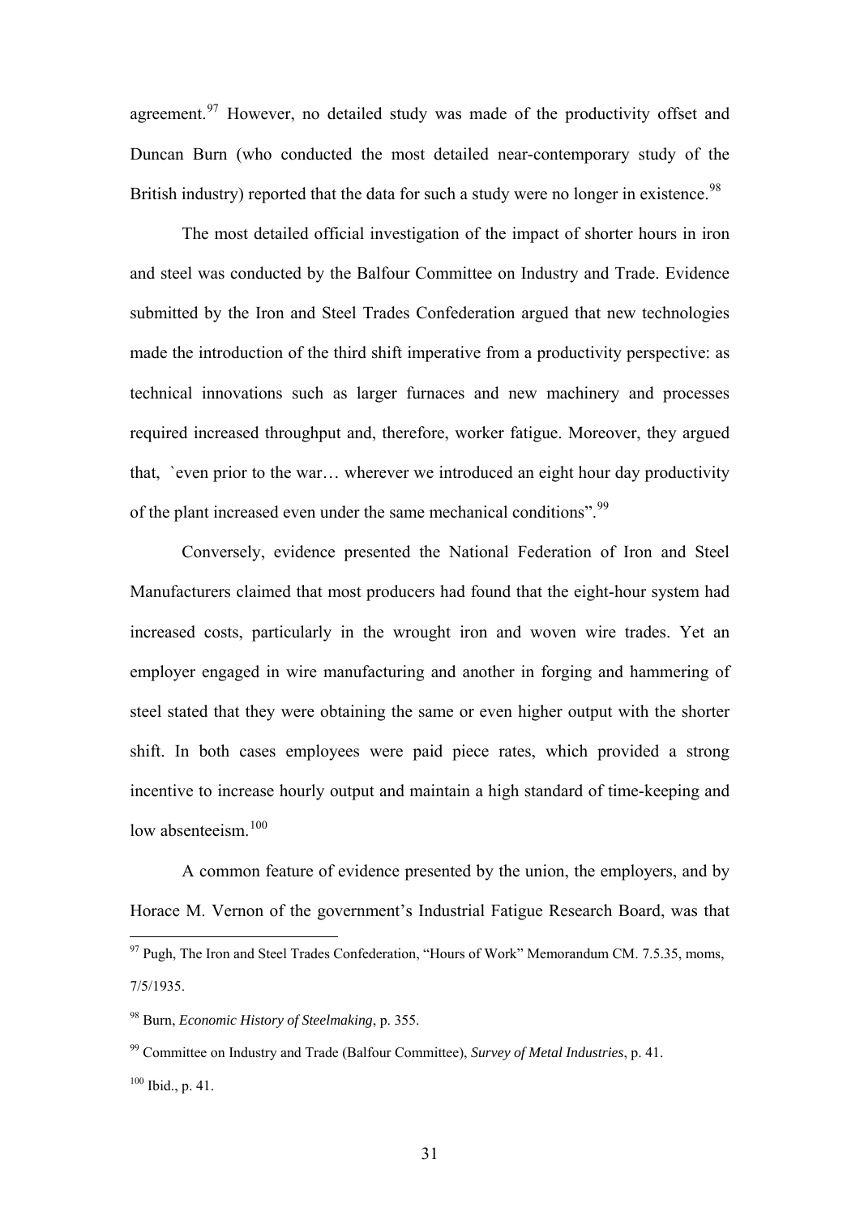agreement.[97] However, no detailed study was made of the productivity offset and Duncan Burn (who conducted the most detailed near-contemporary study of the British industry) reported that the data for such a study were no longer in existence.[98]

The most detailed official investigation of the impact of shorter hours in iron and steel was conducted by the Balfour Committee on Industry and Trade. Evidence submitted by the Iron and Steel Trades Confederation argued that new technologies made the introduction of the third shift imperative from a productivity perspective: as technical innovations such as larger furnaces and new machinery and processes required increased throughput and, therefore, worker fatigue. Moreover, they argued that, `even prior to the war… wherever we introduced an eight hour day productivity of the plant increased even under the same mechanical conditions".[99]

Conversely, evidence presented the National Federation of Iron and Steel Manufacturers claimed that most producers had found that the eight-hour system had increased costs, particularly in the wrought iron and woven wire trades. Yet an employer engaged in wire manufacturing and another in forging and hammering of steel stated that they were obtaining the same or even higher output with the shorter shift. In both cases employees were paid piece rates, which provided a strong incentive to increase hourly output and maintain a high standard of time-keeping and low absenteeism.[100]

A common feature of evidence presented by the union, the employers, and by Horace M. Vernon of the government's Industrial Fatigue Research Board, was that

---

[97] Pugh, The Iron and Steel Trades Confederation, "Hours of Work" Memorandum CM. 7.5.35, moms, 7/5/1935.

[98] Burn, *Economic History of Steelmaking*, p. 355.

[99] Committee on Industry and Trade (Balfour Committee), *Survey of Metal Industries*, p. 41.

[100] Ibid., p. 41.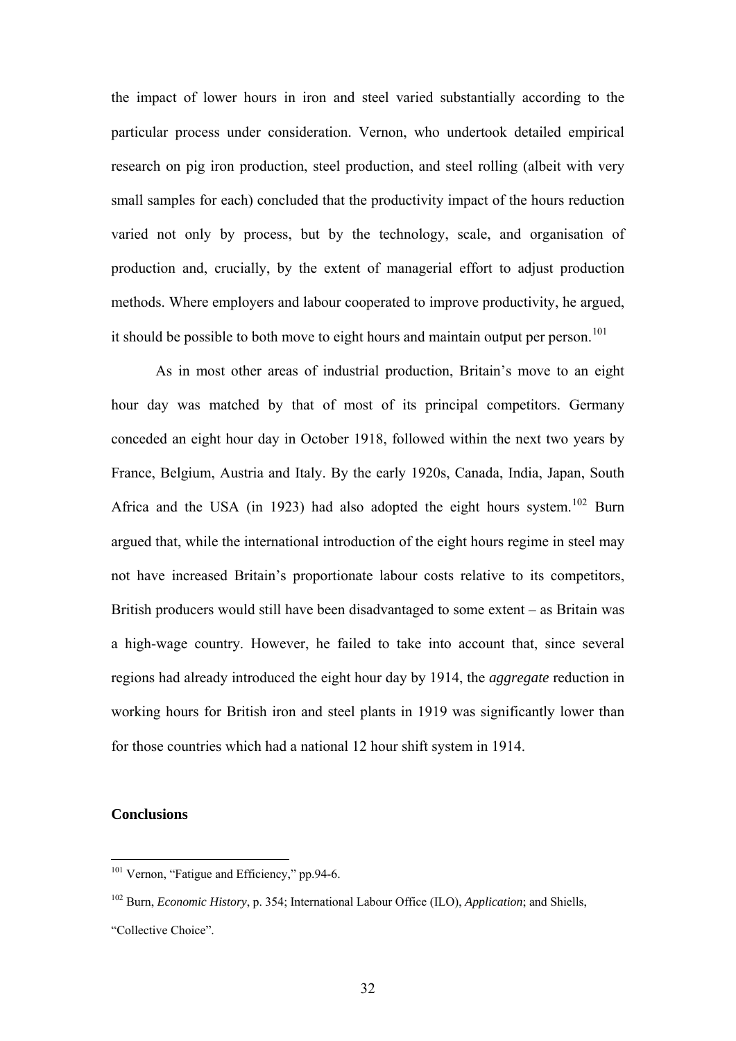the impact of lower hours in iron and steel varied substantially according to the particular process under consideration. Vernon, who undertook detailed empirical research on pig iron production, steel production, and steel rolling (albeit with very small samples for each) concluded that the productivity impact of the hours reduction varied not only by process, but by the technology, scale, and organisation of production and, crucially, by the extent of managerial effort to adjust production methods. Where employers and labour cooperated to improve productivity, he argued, it should be possible to both move to eight hours and maintain output per person.[101]

As in most other areas of industrial production, Britain's move to an eight hour day was matched by that of most of its principal competitors. Germany conceded an eight hour day in October 1918, followed within the next two years by France, Belgium, Austria and Italy. By the early 1920s, Canada, India, Japan, South Africa and the USA (in 1923) had also adopted the eight hours system.[102] Burn argued that, while the international introduction of the eight hours regime in steel may not have increased Britain's proportionate labour costs relative to its competitors, British producers would still have been disadvantaged to some extent – as Britain was a high-wage country. However, he failed to take into account that, since several regions had already introduced the eight hour day by 1914, the *aggregate* reduction in working hours for British iron and steel plants in 1919 was significantly lower than for those countries which had a national 12 hour shift system in 1914.

## Conclusions

[101] Vernon, "Fatigue and Efficiency," pp.94-6.

[102] Burn, *Economic History*, p. 354; International Labour Office (ILO), *Application*; and Shiells, "Collective Choice".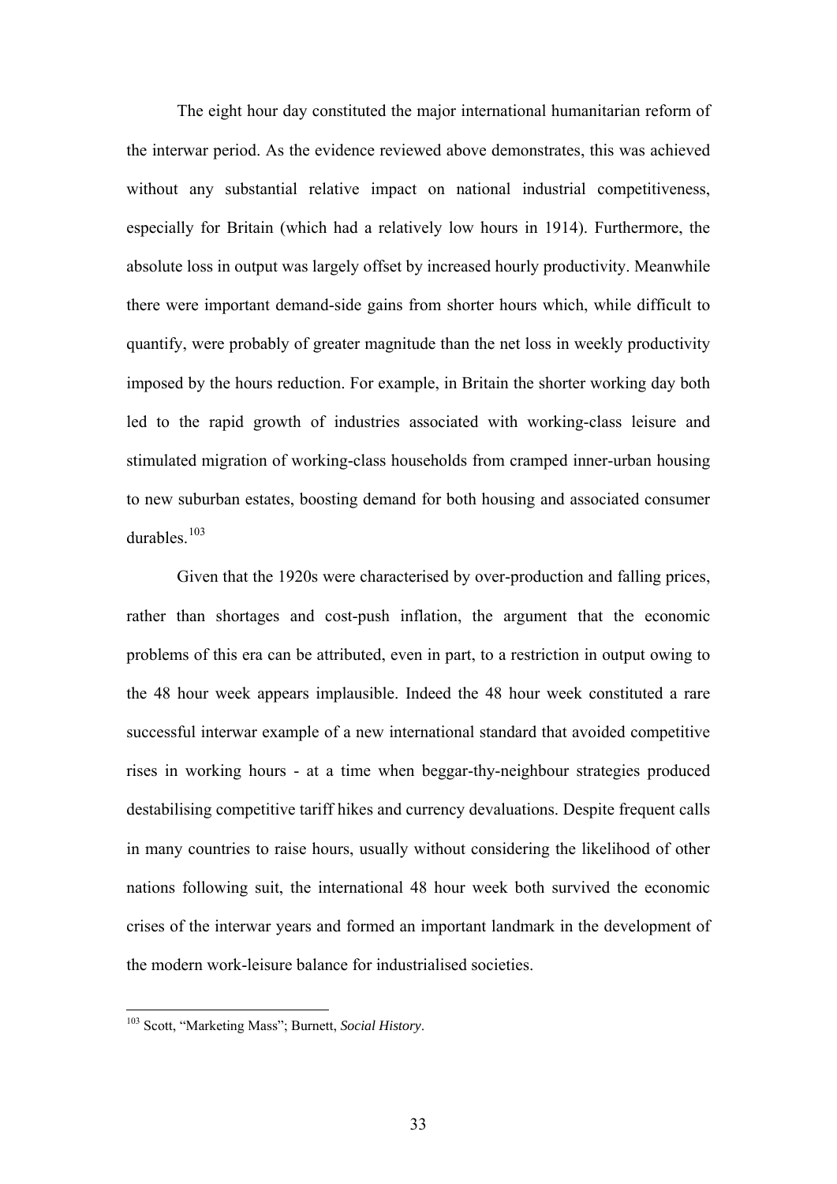The eight hour day constituted the major international humanitarian reform of the interwar period. As the evidence reviewed above demonstrates, this was achieved without any substantial relative impact on national industrial competitiveness, especially for Britain (which had a relatively low hours in 1914). Furthermore, the absolute loss in output was largely offset by increased hourly productivity. Meanwhile there were important demand-side gains from shorter hours which, while difficult to quantify, were probably of greater magnitude than the net loss in weekly productivity imposed by the hours reduction. For example, in Britain the shorter working day both led to the rapid growth of industries associated with working-class leisure and stimulated migration of working-class households from cramped inner-urban housing to new suburban estates, boosting demand for both housing and associated consumer durables.[103]

Given that the 1920s were characterised by over-production and falling prices, rather than shortages and cost-push inflation, the argument that the economic problems of this era can be attributed, even in part, to a restriction in output owing to the 48 hour week appears implausible. Indeed the 48 hour week constituted a rare successful interwar example of a new international standard that avoided competitive rises in working hours - at a time when beggar-thy-neighbour strategies produced destabilising competitive tariff hikes and currency devaluations. Despite frequent calls in many countries to raise hours, usually without considering the likelihood of other nations following suit, the international 48 hour week both survived the economic crises of the interwar years and formed an important landmark in the development of the modern work-leisure balance for industrialised societies.

[103] Scott, "Marketing Mass"; Burnett, *Social History*.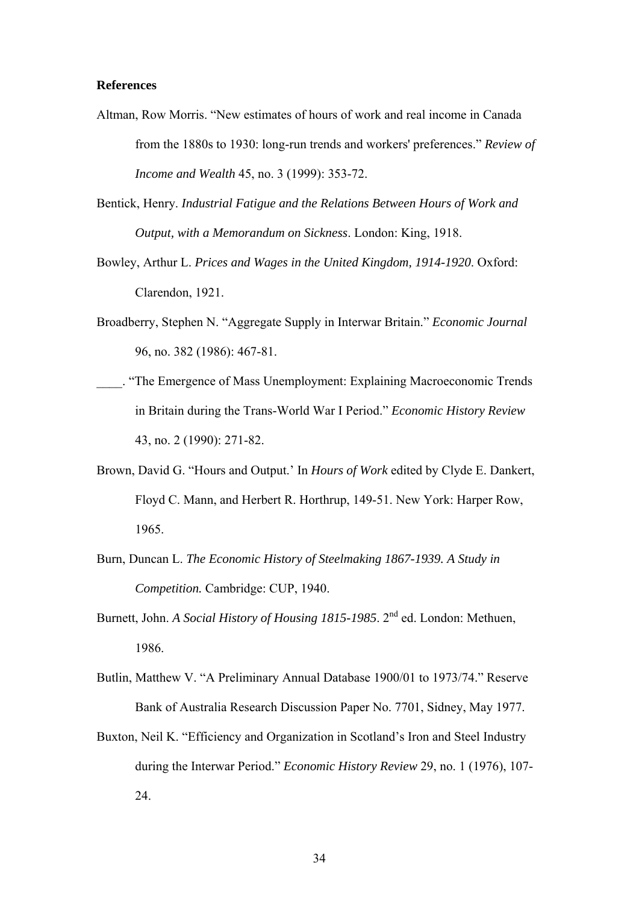**References**

Altman, Row Morris. "New estimates of hours of work and real income in Canada from the 1880s to 1930: long-run trends and workers' preferences." *Review of Income and Wealth* 45, no. 3 (1999): 353-72.

Bentick, Henry. *Industrial Fatigue and the Relations Between Hours of Work and Output, with a Memorandum on Sickness*. London: King, 1918.

Bowley, Arthur L. *Prices and Wages in the United Kingdom, 1914-1920*. Oxford: Clarendon, 1921.

Broadberry, Stephen N. "Aggregate Supply in Interwar Britain." *Economic Journal* 96, no. 382 (1986): 467-81.

____. "The Emergence of Mass Unemployment: Explaining Macroeconomic Trends in Britain during the Trans-World War I Period." *Economic History Review* 43, no. 2 (1990): 271-82.

Brown, David G. "Hours and Output.' In *Hours of Work* edited by Clyde E. Dankert, Floyd C. Mann, and Herbert R. Horthrup, 149-51. New York: Harper Row, 1965.

Burn, Duncan L. *The Economic History of Steelmaking 1867-1939. A Study in Competition.* Cambridge: CUP, 1940.

Burnett, John. *A Social History of Housing 1815-1985*. 2nd ed. London: Methuen, 1986.

Butlin, Matthew V. "A Preliminary Annual Database 1900/01 to 1973/74." Reserve Bank of Australia Research Discussion Paper No. 7701, Sidney, May 1977.

Buxton, Neil K. "Efficiency and Organization in Scotland's Iron and Steel Industry during the Interwar Period." *Economic History Review* 29, no. 1 (1976), 107-24.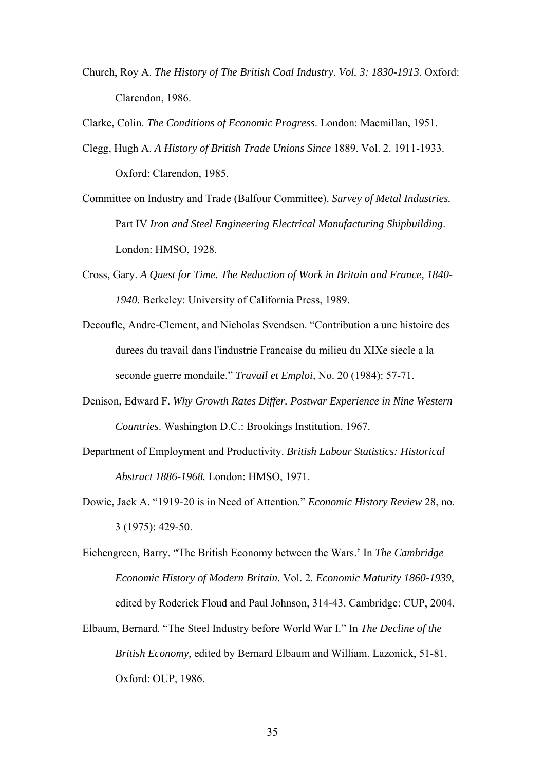Church, Roy A. *The History of The British Coal Industry. Vol. 3: 1830-1913*. Oxford: Clarendon, 1986.

Clarke, Colin. *The Conditions of Economic Progress*. London: Macmillan, 1951.

Clegg, Hugh A. *A History of British Trade Unions Since* 1889. Vol. 2. 1911-1933. Oxford: Clarendon, 1985.

Committee on Industry and Trade (Balfour Committee). *Survey of Metal Industries.* Part IV *Iron and Steel Engineering Electrical Manufacturing Shipbuilding*. London: HMSO, 1928.

Cross, Gary. *A Quest for Time. The Reduction of Work in Britain and France, 1840-1940.* Berkeley: University of California Press, 1989.

Decoufle, Andre-Clement, and Nicholas Svendsen. "Contribution a une histoire des durees du travail dans l'industrie Francaise du milieu du XIXe siecle a la seconde guerre mondaile." *Travail et Emploi,* No. 20 (1984): 57-71.

Denison, Edward F. *Why Growth Rates Differ. Postwar Experience in Nine Western Countries.* Washington D.C.: Brookings Institution, 1967.

Department of Employment and Productivity. *British Labour Statistics: Historical Abstract 1886-1968.* London: HMSO, 1971.

Dowie, Jack A. "1919-20 is in Need of Attention." *Economic History Review* 28, no. 3 (1975): 429-50.

Eichengreen, Barry. "The British Economy between the Wars.' In *The Cambridge Economic History of Modern Britain.* Vol. 2. *Economic Maturity 1860-1939*, edited by Roderick Floud and Paul Johnson, 314-43. Cambridge: CUP, 2004.

Elbaum, Bernard. "The Steel Industry before World War I." In *The Decline of the British Economy*, edited by Bernard Elbaum and William. Lazonick, 51-81. Oxford: OUP, 1986.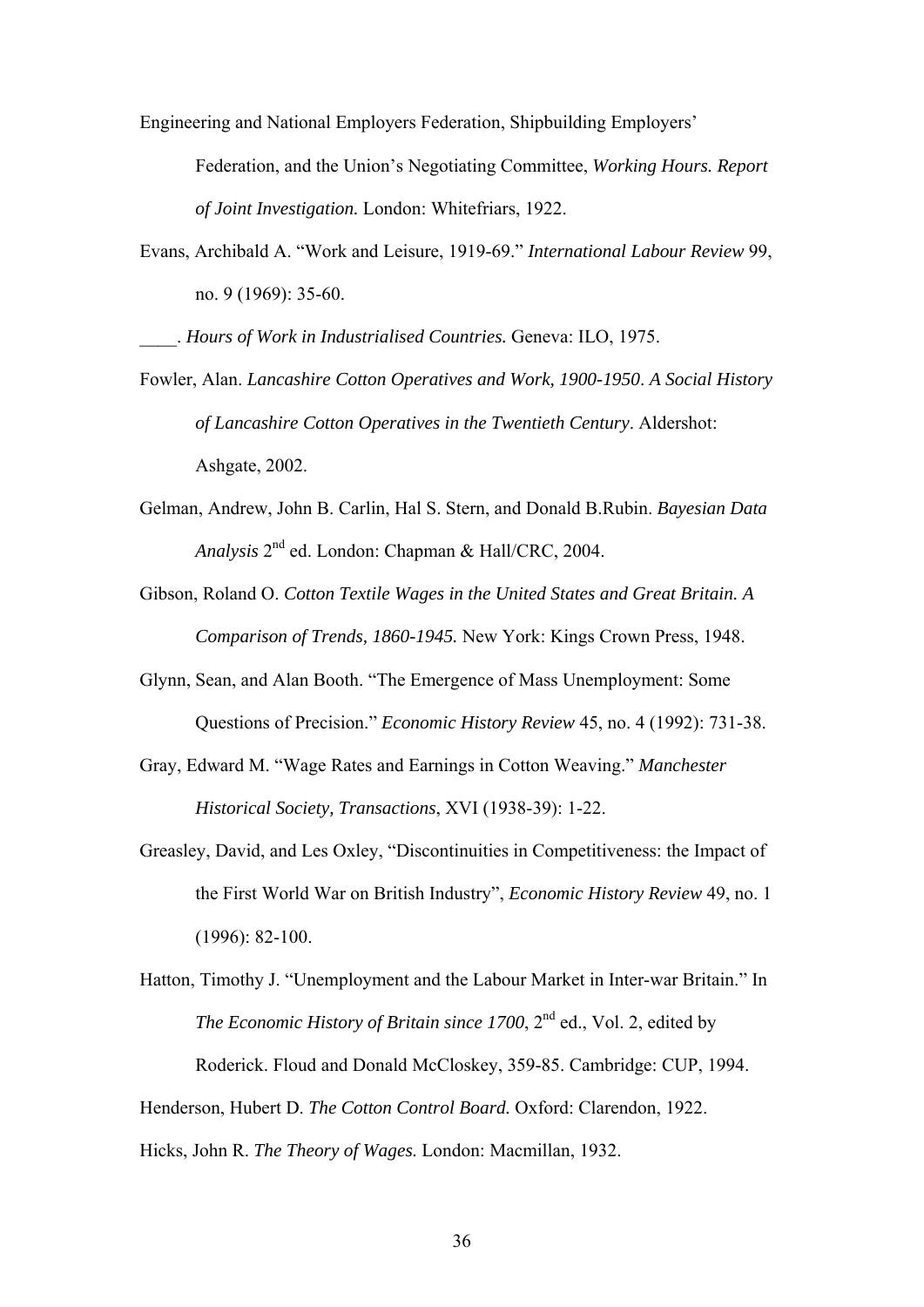Engineering and National Employers Federation, Shipbuilding Employers' Federation, and the Union's Negotiating Committee, *Working Hours. Report of Joint Investigation.* London: Whitefriars, 1922.

Evans, Archibald A. "Work and Leisure, 1919-69." *International Labour Review* 99, no. 9 (1969): 35-60.

____. *Hours of Work in Industrialised Countries.* Geneva: ILO, 1975.

Fowler, Alan. *Lancashire Cotton Operatives and Work, 1900-1950. A Social History of Lancashire Cotton Operatives in the Twentieth Century*. Aldershot: Ashgate, 2002.

Gelman, Andrew, John B. Carlin, Hal S. Stern, and Donald B.Rubin. *Bayesian Data Analysis* 2nd ed. London: Chapman & Hall/CRC, 2004.

Gibson, Roland O. *Cotton Textile Wages in the United States and Great Britain. A Comparison of Trends, 1860-1945.* New York: Kings Crown Press, 1948.

Glynn, Sean, and Alan Booth. "The Emergence of Mass Unemployment: Some Questions of Precision." *Economic History Review* 45, no. 4 (1992): 731-38.

Gray, Edward M. "Wage Rates and Earnings in Cotton Weaving." *Manchester Historical Society, Transactions*, XVI (1938-39): 1-22.

Greasley, David, and Les Oxley, "Discontinuities in Competitiveness: the Impact of the First World War on British Industry", *Economic History Review* 49, no. 1 (1996): 82-100.

Hatton, Timothy J. "Unemployment and the Labour Market in Inter-war Britain." In *The Economic History of Britain since 1700*, 2nd ed., Vol. 2, edited by Roderick. Floud and Donald McCloskey, 359-85. Cambridge: CUP, 1994.

Henderson, Hubert D. *The Cotton Control Board.* Oxford: Clarendon, 1922.

Hicks, John R. *The Theory of Wages.* London: Macmillan, 1932.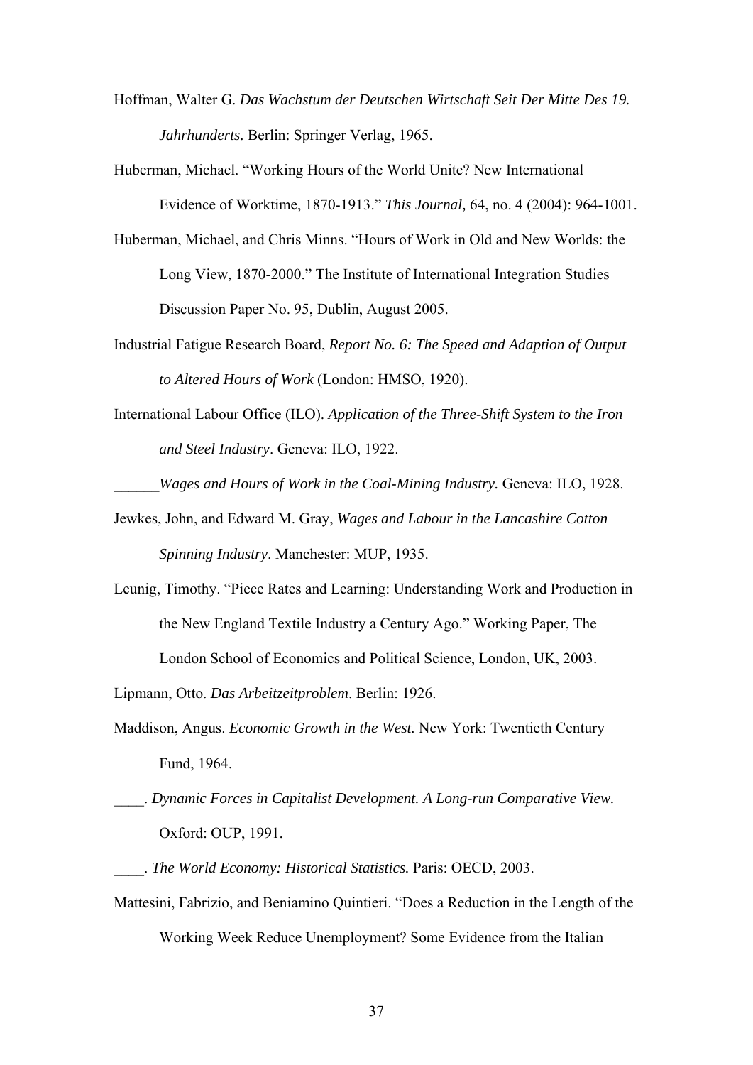Hoffman, Walter G. *Das Wachstum der Deutschen Wirtschaft Seit Der Mitte Des 19. Jahrhunderts.* Berlin: Springer Verlag, 1965.

Huberman, Michael. "Working Hours of the World Unite? New International Evidence of Worktime, 1870-1913." *This Journal,* 64, no. 4 (2004): 964-1001.

Huberman, Michael, and Chris Minns. "Hours of Work in Old and New Worlds: the Long View, 1870-2000." The Institute of International Integration Studies Discussion Paper No. 95, Dublin, August 2005.

Industrial Fatigue Research Board, *Report No. 6: The Speed and Adaption of Output to Altered Hours of Work* (London: HMSO, 1920).

International Labour Office (ILO). *Application of the Three-Shift System to the Iron and Steel Industry*. Geneva: ILO, 1922.

______*Wages and Hours of Work in the Coal-Mining Industry.* Geneva: ILO, 1928.

Jewkes, John, and Edward M. Gray, *Wages and Labour in the Lancashire Cotton Spinning Industry*. Manchester: MUP, 1935.

Leunig, Timothy. "Piece Rates and Learning: Understanding Work and Production in the New England Textile Industry a Century Ago." Working Paper, The London School of Economics and Political Science, London, UK, 2003.

Lipmann, Otto. *Das Arbeitzeitproblem*. Berlin: 1926.

Maddison, Angus. *Economic Growth in the West.* New York: Twentieth Century Fund, 1964.

____. *Dynamic Forces in Capitalist Development. A Long-run Comparative View.* Oxford: OUP, 1991.

____. *The World Economy: Historical Statistics.* Paris: OECD, 2003.

Mattesini, Fabrizio, and Beniamino Quintieri. "Does a Reduction in the Length of the Working Week Reduce Unemployment? Some Evidence from the Italian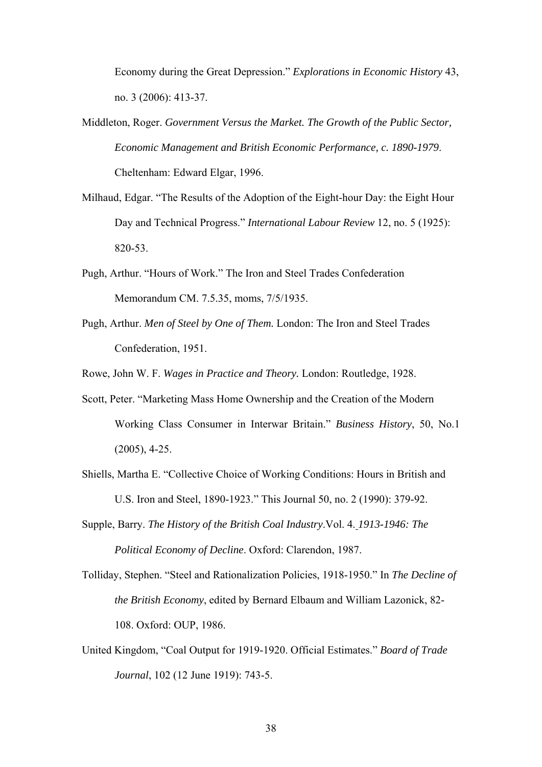Economy during the Great Depression." *Explorations in Economic History* 43, no. 3 (2006): 413-37.

Middleton, Roger. *Government Versus the Market. The Growth of the Public Sector, Economic Management and British Economic Performance, c. 1890-1979*. Cheltenham: Edward Elgar, 1996.

Milhaud, Edgar. "The Results of the Adoption of the Eight-hour Day: the Eight Hour Day and Technical Progress." *International Labour Review* 12, no. 5 (1925): 820-53.

Pugh, Arthur. "Hours of Work." The Iron and Steel Trades Confederation Memorandum CM. 7.5.35, moms, 7/5/1935.

Pugh, Arthur. *Men of Steel by One of Them.* London: The Iron and Steel Trades Confederation, 1951.

Rowe, John W. F. *Wages in Practice and Theory.* London: Routledge, 1928.

Scott, Peter. "Marketing Mass Home Ownership and the Creation of the Modern Working Class Consumer in Interwar Britain." *Business History*, 50, No.1 (2005), 4-25.

Shiells, Martha E. "Collective Choice of Working Conditions: Hours in British and U.S. Iron and Steel, 1890-1923." This Journal 50, no. 2 (1990): 379-92.

Supple, Barry. *The History of the British Coal Industry*.Vol. 4. *1913-1946: The Political Economy of Decline*. Oxford: Clarendon, 1987.

Tolliday, Stephen. "Steel and Rationalization Policies, 1918-1950." In *The Decline of the British Economy*, edited by Bernard Elbaum and William Lazonick, 82-108. Oxford: OUP, 1986.

United Kingdom, "Coal Output for 1919-1920. Official Estimates." *Board of Trade Journal*, 102 (12 June 1919): 743-5.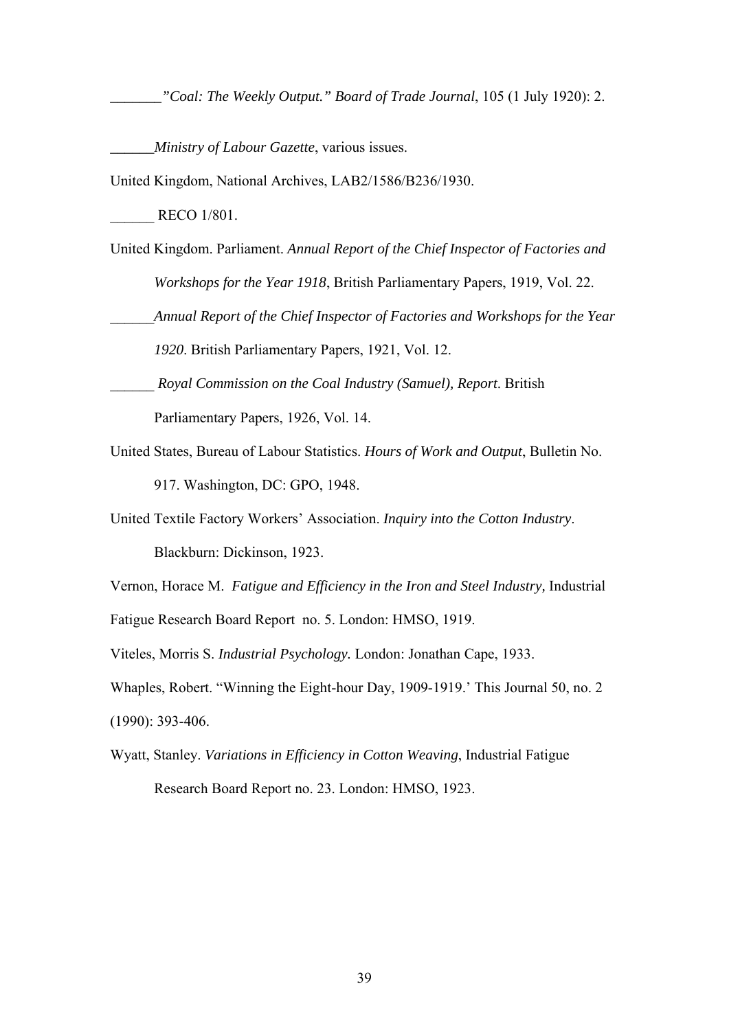_______"Coal: The Weekly Output." *Board of Trade Journal*, 105 (1 July 1920): 2.

______*Ministry of Labour Gazette*, various issues.

United Kingdom, National Archives, LAB2/1586/B236/1930.

______ RECO 1/801.

United Kingdom. Parliament. *Annual Report of the Chief Inspector of Factories and Workshops for the Year 1918*, British Parliamentary Papers, 1919, Vol. 22.

______*Annual Report of the Chief Inspector of Factories and Workshops for the Year 1920*. British Parliamentary Papers, 1921, Vol. 12.

______ *Royal Commission on the Coal Industry (Samuel), Report*. British Parliamentary Papers, 1926, Vol. 14.

United States, Bureau of Labour Statistics. *Hours of Work and Output*, Bulletin No. 917. Washington, DC: GPO, 1948.

United Textile Factory Workers' Association. *Inquiry into the Cotton Industry*. Blackburn: Dickinson, 1923.

Vernon, Horace M. *Fatigue and Efficiency in the Iron and Steel Industry,* Industrial Fatigue Research Board Report no. 5. London: HMSO, 1919.

Viteles, Morris S. *Industrial Psychology.* London: Jonathan Cape, 1933.

Whaples, Robert. "Winning the Eight-hour Day, 1909-1919.' This Journal 50, no. 2 (1990): 393-406.

Wyatt, Stanley. *Variations in Efficiency in Cotton Weaving*, Industrial Fatigue Research Board Report no. 23. London: HMSO, 1923.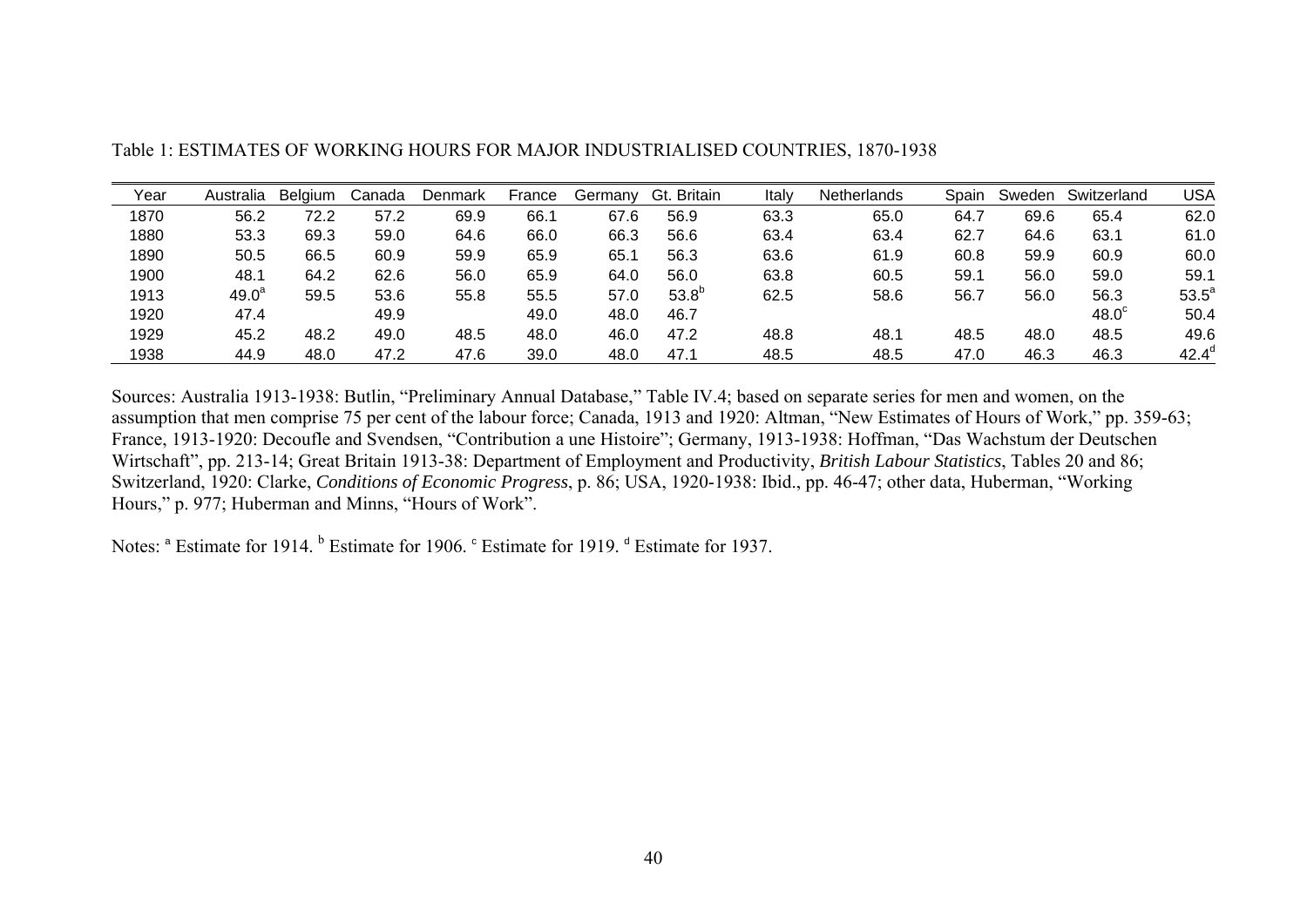Table 1: ESTIMATES OF WORKING HOURS FOR MAJOR INDUSTRIALISED COUNTRIES, 1870-1938

| Year | Australia | Belgium | Canada | Denmark | France | Germany | Gt. Britain | Italy | Netherlands | Spain | Sweden | Switzerland | USA |
|---|---|---|---|---|---|---|---|---|---|---|---|---|---|
| 1870 | 56.2 | 72.2 | 57.2 | 69.9 | 66.1 | 67.6 | 56.9 | 63.3 | 65.0 | 64.7 | 69.6 | 65.4 | 62.0 |
| 1880 | 53.3 | 69.3 | 59.0 | 64.6 | 66.0 | 66.3 | 56.6 | 63.4 | 63.4 | 62.7 | 64.6 | 63.1 | 61.0 |
| 1890 | 50.5 | 66.5 | 60.9 | 59.9 | 65.9 | 65.1 | 56.3 | 63.6 | 61.9 | 60.8 | 59.9 | 60.9 | 60.0 |
| 1900 | 48.1 | 64.2 | 62.6 | 56.0 | 65.9 | 64.0 | 56.0 | 63.8 | 60.5 | 59.1 | 56.0 | 59.0 | 59.1 |
| 1913 | 49.0[a] | 59.5 | 53.6 | 55.8 | 55.5 | 57.0 | 53.8[b] | 62.5 | 58.6 | 56.7 | 56.0 | 56.3 | 53.5[a] |
| 1920 | 47.4 | | 49.9 | | 49.0 | 48.0 | 46.7 | | | | | 48.0[c] | 50.4 |
| 1929 | 45.2 | 48.2 | 49.0 | 48.5 | 48.0 | 46.0 | 47.2 | 48.8 | 48.1 | 48.5 | 48.0 | 48.5 | 49.6 |
| 1938 | 44.9 | 48.0 | 47.2 | 47.6 | 39.0 | 48.0 | 47.1 | 48.5 | 48.5 | 47.0 | 46.3 | 46.3 | 42.4[d] |

Sources: Australia 1913-1938: Butlin, "Preliminary Annual Database," Table IV.4; based on separate series for men and women, on the assumption that men comprise 75 per cent of the labour force; Canada, 1913 and 1920: Altman, "New Estimates of Hours of Work," pp. 359-63; France, 1913-1920: Decoufle and Svendsen, "Contribution a une Histoire"; Germany, 1913-1938: Hoffman, "Das Wachstum der Deutschen Wirtschaft", pp. 213-14; Great Britain 1913-38: Department of Employment and Productivity, *British Labour Statistics*, Tables 20 and 86; Switzerland, 1920: Clarke, *Conditions of Economic Progress*, p. 86; USA, 1920-1938: Ibid., pp. 46-47; other data, Huberman, "Working Hours," p. 977; Huberman and Minns, "Hours of Work".

Notes: [a] Estimate for 1914. [b] Estimate for 1906. [c] Estimate for 1919. [d] Estimate for 1937.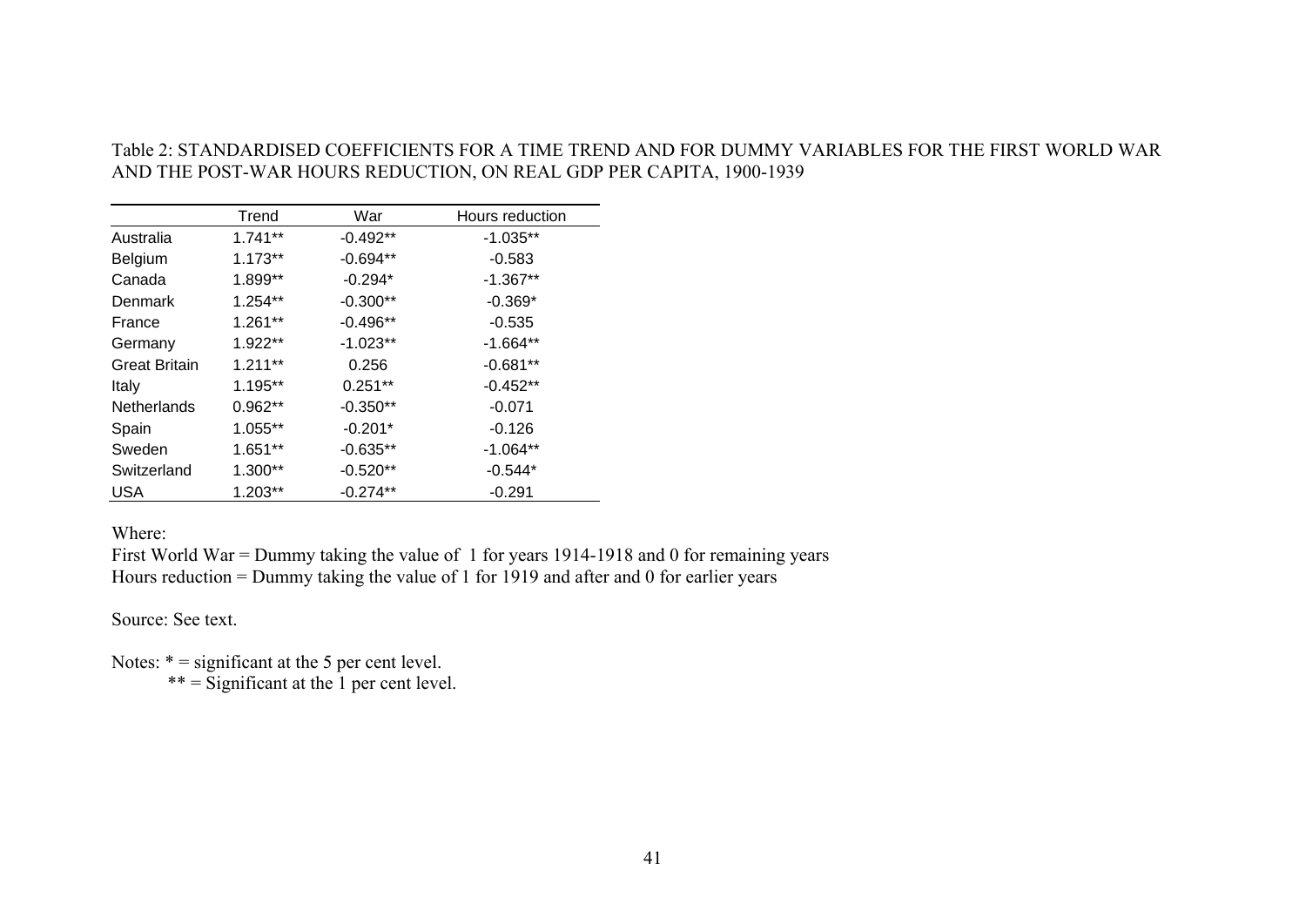Table 2: STANDARDISED COEFFICIENTS FOR A TIME TREND AND FOR DUMMY VARIABLES FOR THE FIRST WORLD WAR AND THE POST-WAR HOURS REDUCTION, ON REAL GDP PER CAPITA, 1900-1939

| | Trend | War | Hours reduction |
|---|---|---|---|
| Australia | 1.741** | -0.492** | -1.035** |
| Belgium | 1.173** | -0.694** | -0.583 |
| Canada | 1.899** | -0.294* | -1.367** |
| Denmark | 1.254** | -0.300** | -0.369* |
| France | 1.261** | -0.496** | -0.535 |
| Germany | 1.922** | -1.023** | -1.664** |
| Great Britain | 1.211** | 0.256 | -0.681** |
| Italy | 1.195** | 0.251** | -0.452** |
| Netherlands | 0.962** | -0.350** | -0.071 |
| Spain | 1.055** | -0.201* | -0.126 |
| Sweden | 1.651** | -0.635** | -1.064** |
| Switzerland | 1.300** | -0.520** | -0.544* |
| USA | 1.203** | -0.274** | -0.291 |

Where:

First World War = Dummy taking the value of 1 for years 1914-1918 and 0 for remaining years

Hours reduction = Dummy taking the value of 1 for 1919 and after and 0 for earlier years

Source: See text.

Notes: * = significant at the 5 per cent level.

** = Significant at the 1 per cent level.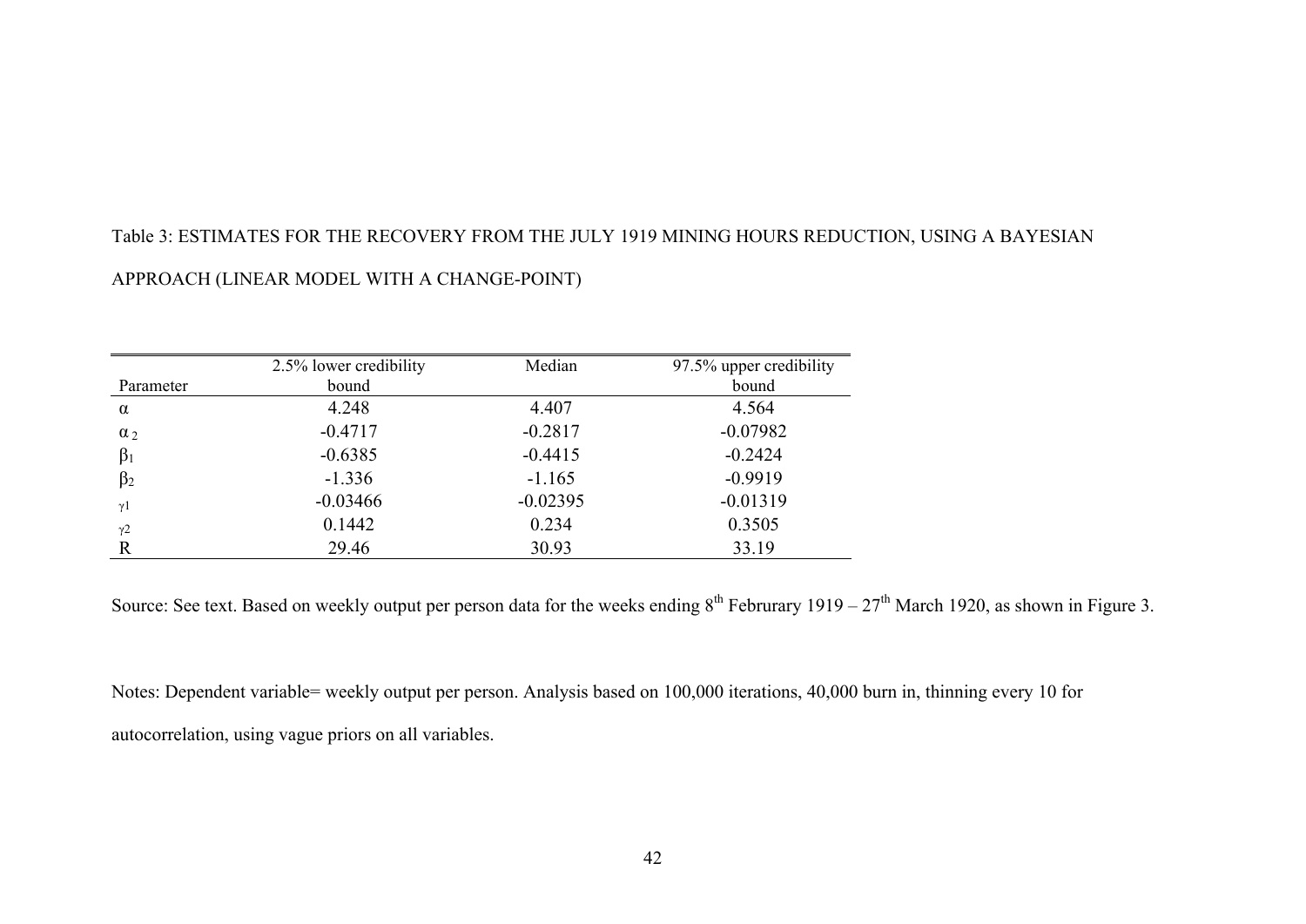Table 3: ESTIMATES FOR THE RECOVERY FROM THE JULY 1919 MINING HOURS REDUCTION, USING A BAYESIAN APPROACH (LINEAR MODEL WITH A CHANGE-POINT)

| Parameter | 2.5% lower credibility bound | Median | 97.5% upper credibility bound |
|---|---|---|---|
| $\alpha$ | 4.248 | 4.407 | 4.564 |
| $\alpha_2$ | -0.4717 | -0.2817 | -0.07982 |
| $\beta_1$ | -0.6385 | -0.4415 | -0.2424 |
| $\beta_2$ | -1.336 | -1.165 | -0.9919 |
| $\gamma_1$ | -0.03466 | -0.02395 | -0.01319 |
| $\gamma_2$ | 0.1442 | 0.234 | 0.3505 |
| R | 29.46 | 30.93 | 33.19 |

Source: See text. Based on weekly output per person data for the weeks ending 8th Februrary 1919 – 27th March 1920, as shown in Figure 3.

Notes: Dependent variable= weekly output per person. Analysis based on 100,000 iterations, 40,000 burn in, thinning every 10 for autocorrelation, using vague priors on all variables.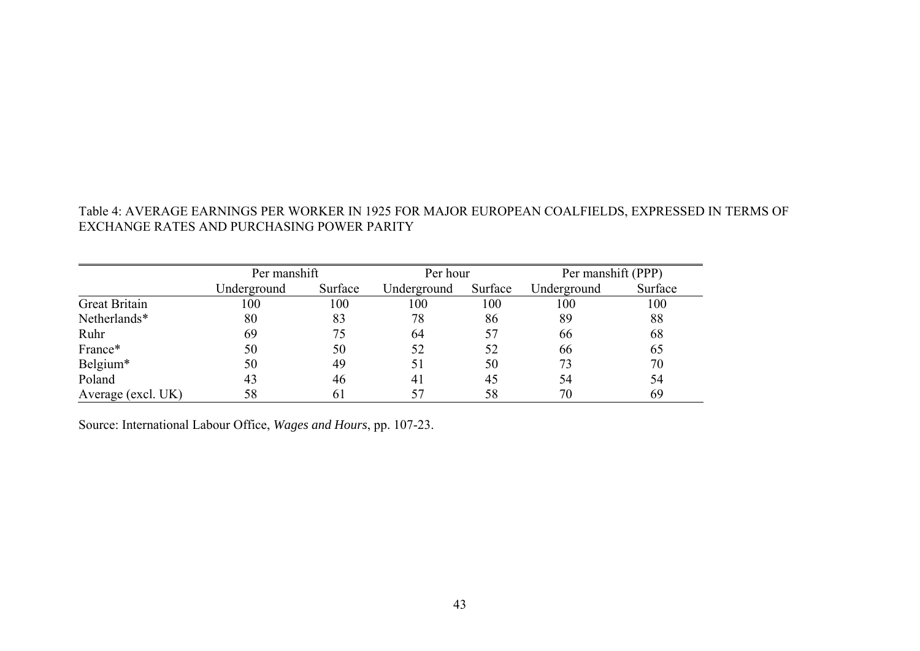Table 4: AVERAGE EARNINGS PER WORKER IN 1925 FOR MAJOR EUROPEAN COALFIELDS, EXPRESSED IN TERMS OF EXCHANGE RATES AND PURCHASING POWER PARITY

| | Per manshift | | Per hour | | Per manshift (PPP) | |
|---|---|---|---|---|---|---|
| | Underground | Surface | Underground | Surface | Underground | Surface |
| Great Britain | 100 | 100 | 100 | 100 | 100 | 100 |
| Netherlands* | 80 | 83 | 78 | 86 | 89 | 88 |
| Ruhr | 69 | 75 | 64 | 57 | 66 | 68 |
| France* | 50 | 50 | 52 | 52 | 66 | 65 |
| Belgium* | 50 | 49 | 51 | 50 | 73 | 70 |
| Poland | 43 | 46 | 41 | 45 | 54 | 54 |
| Average (excl. UK) | 58 | 61 | 57 | 58 | 70 | 69 |

Source: International Labour Office, *Wages and Hours*, pp. 107-23.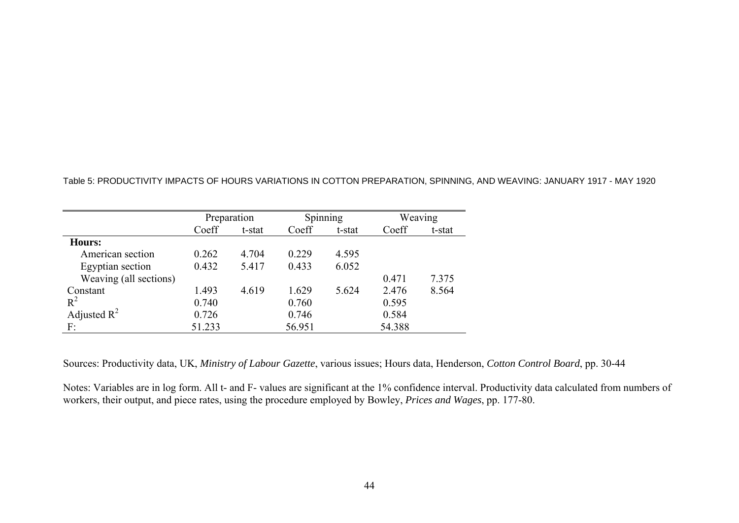Table 5: PRODUCTIVITY IMPACTS OF HOURS VARIATIONS IN COTTON PREPARATION, SPINNING, AND WEAVING: JANUARY 1917 - MAY 1920

| | Preparation | | Spinning | | Weaving | |
|---|---|---|---|---|---|---|
| | Coeff | t-stat | Coeff | t-stat | Coeff | t-stat |
| **Hours:** | | | | | | |
| American section | 0.262 | 4.704 | 0.229 | 4.595 | | |
| Egyptian section | 0.432 | 5.417 | 0.433 | 6.052 | | |
| Weaving (all sections) | | | | | 0.471 | 7.375 |
| Constant | 1.493 | 4.619 | 1.629 | 5.624 | 2.476 | 8.564 |
| $R^2$ | 0.740 | | 0.760 | | 0.595 | |
| Adjusted $R^2$ | 0.726 | | 0.746 | | 0.584 | |
| F: | 51.233 | | 56.951 | | 54.388 | |

Sources: Productivity data, UK, *Ministry of Labour Gazette*, various issues; Hours data, Henderson, *Cotton Control Board*, pp. 30-44

Notes: Variables are in log form. All t- and F- values are significant at the 1% confidence interval. Productivity data calculated from numbers of workers, their output, and piece rates, using the procedure employed by Bowley, *Prices and Wages*, pp. 177-80.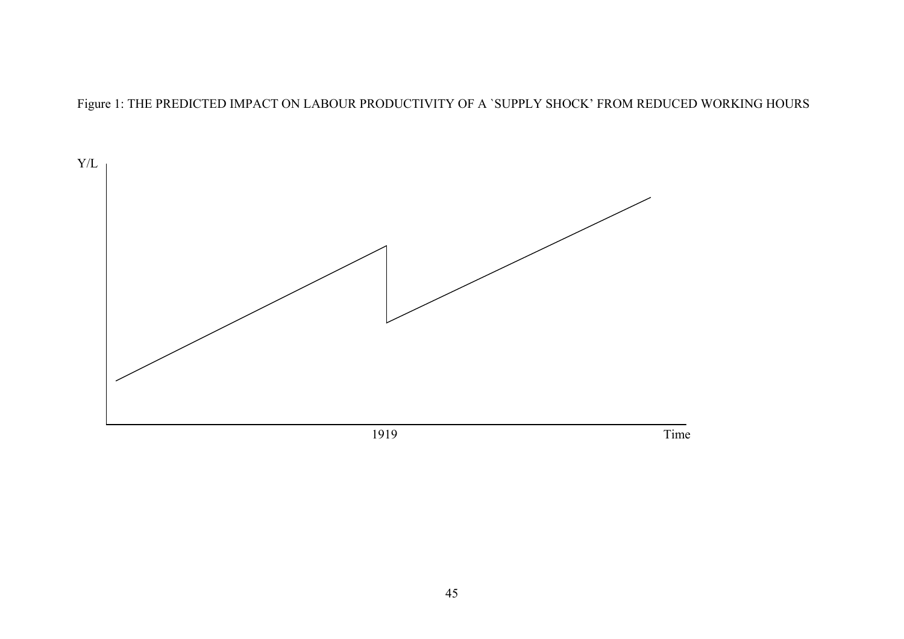Figure 1: THE PREDICTED IMPACT ON LABOUR PRODUCTIVITY OF A `SUPPLY SHOCK' FROM REDUCED WORKING HOURS

Y/L

1919

Time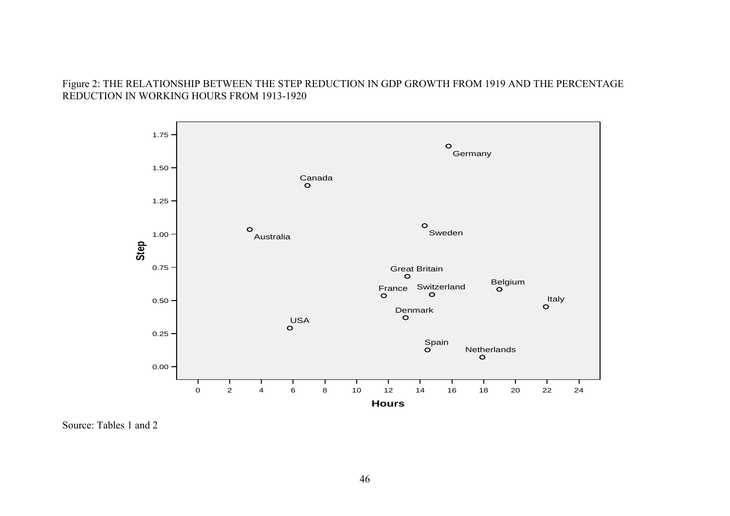Figure 2: THE RELATIONSHIP BETWEEN THE STEP REDUCTION IN GDP GROWTH FROM 1919 AND THE PERCENTAGE REDUCTION IN WORKING HOURS FROM 1913-1920

Source: Tables 1 and 2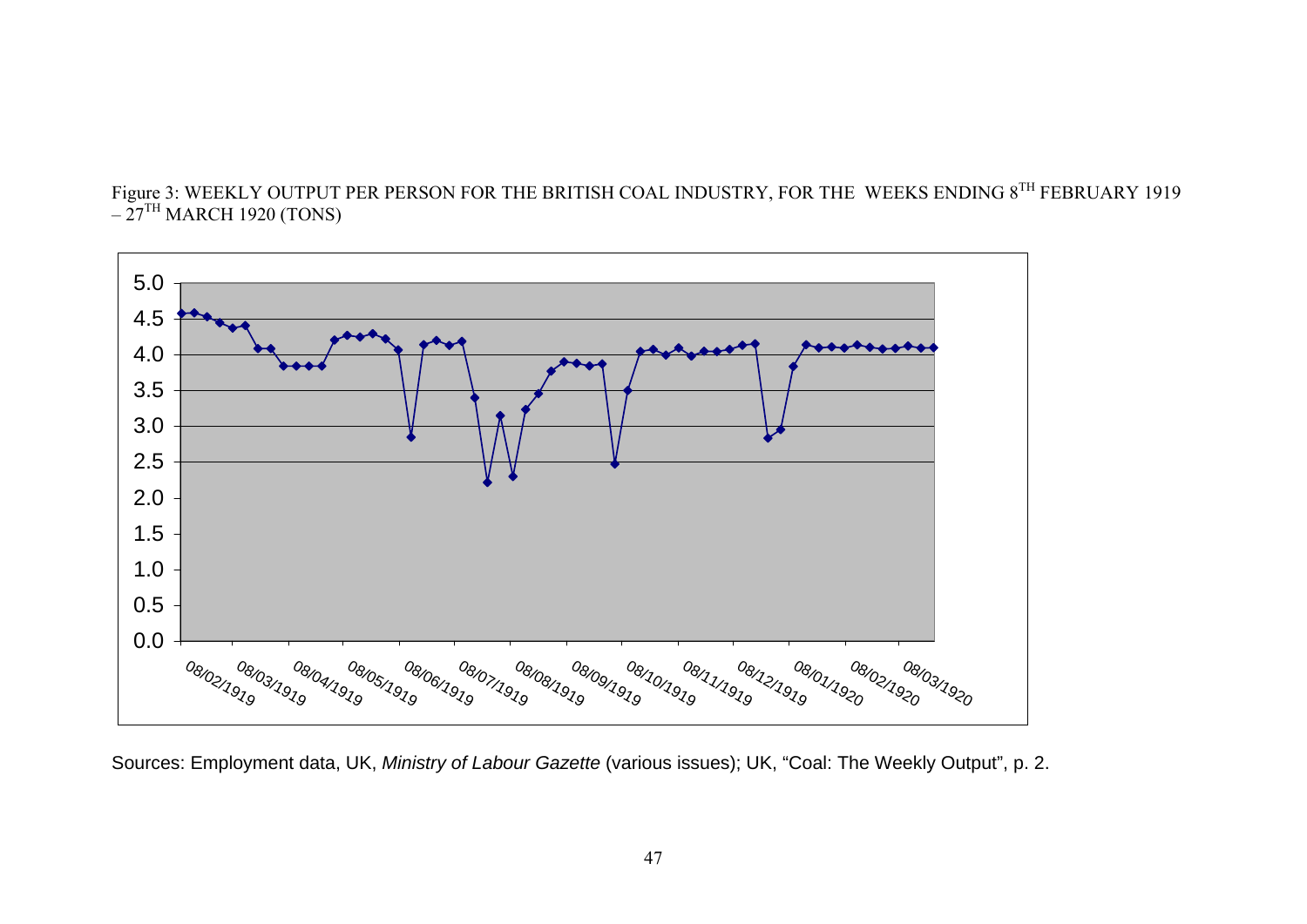Figure 3: WEEKLY OUTPUT PER PERSON FOR THE BRITISH COAL INDUSTRY, FOR THE WEEKS ENDING 8[TH] FEBRUARY 1919 – 27[TH] MARCH 1920 (TONS)

Sources: Employment data, UK, *Ministry of Labour Gazette* (various issues); UK, "Coal: The Weekly Output", p. 2.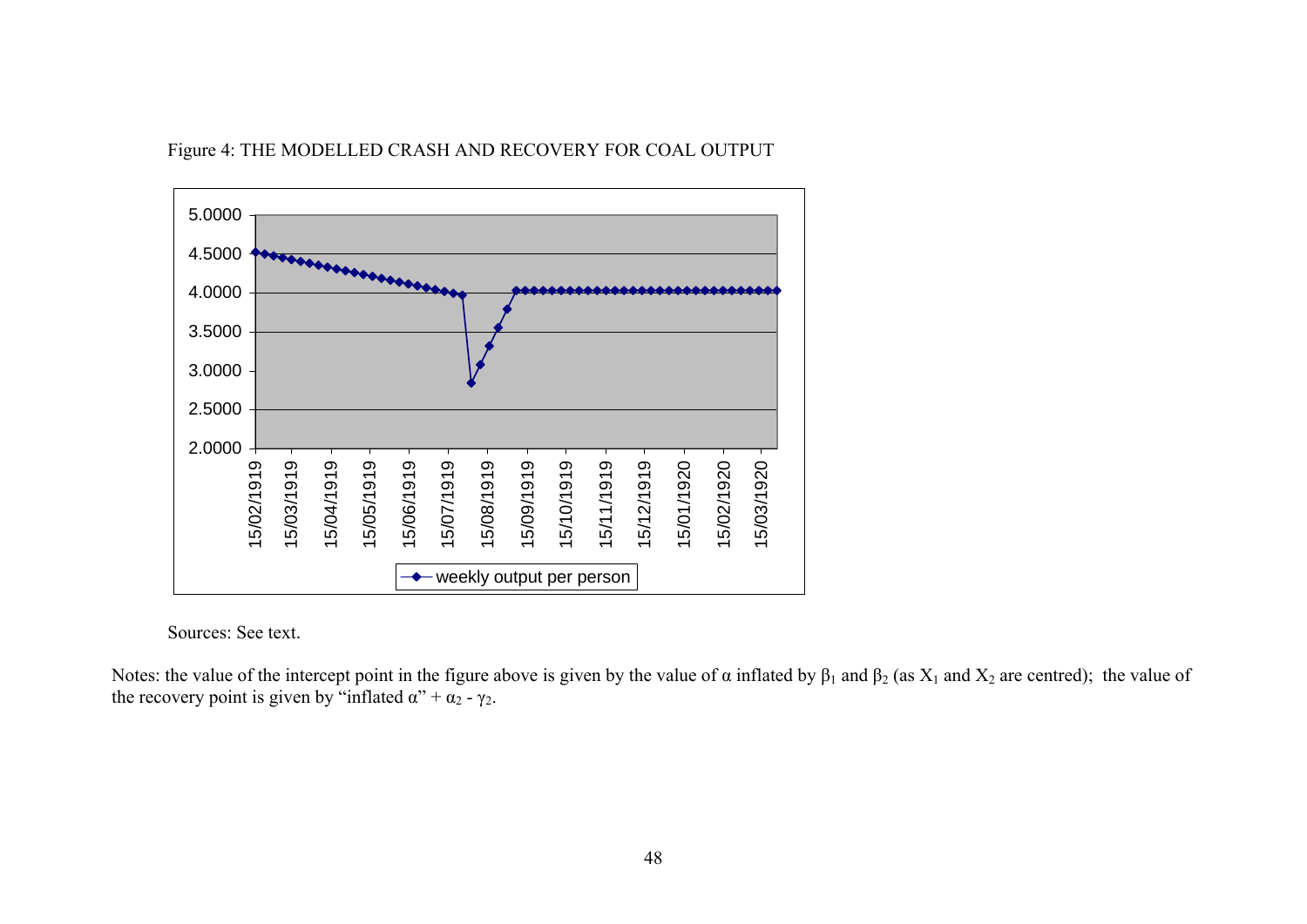Figure 4: THE MODELLED CRASH AND RECOVERY FOR COAL OUTPUT

5.0000
4.5000
4.0000
3.5000
3.0000
2.5000
2.0000

15/02/1919
15/03/1919
15/04/1919
15/05/1919
15/06/1919
15/07/1919
15/08/1919
15/09/1919
15/10/1919
15/11/1919
15/12/1919
15/01/1920
15/02/1920
15/03/1920

weekly output per person

Sources: See text.

Notes: the value of the intercept point in the figure above is given by the value of $\alpha$ inflated by $\beta_1$ and $\beta_2$ (as $X_1$ and $X_2$ are centred); the value of the recovery point is given by "inflated $\alpha$" + $\alpha_2$ - $\gamma_2$.